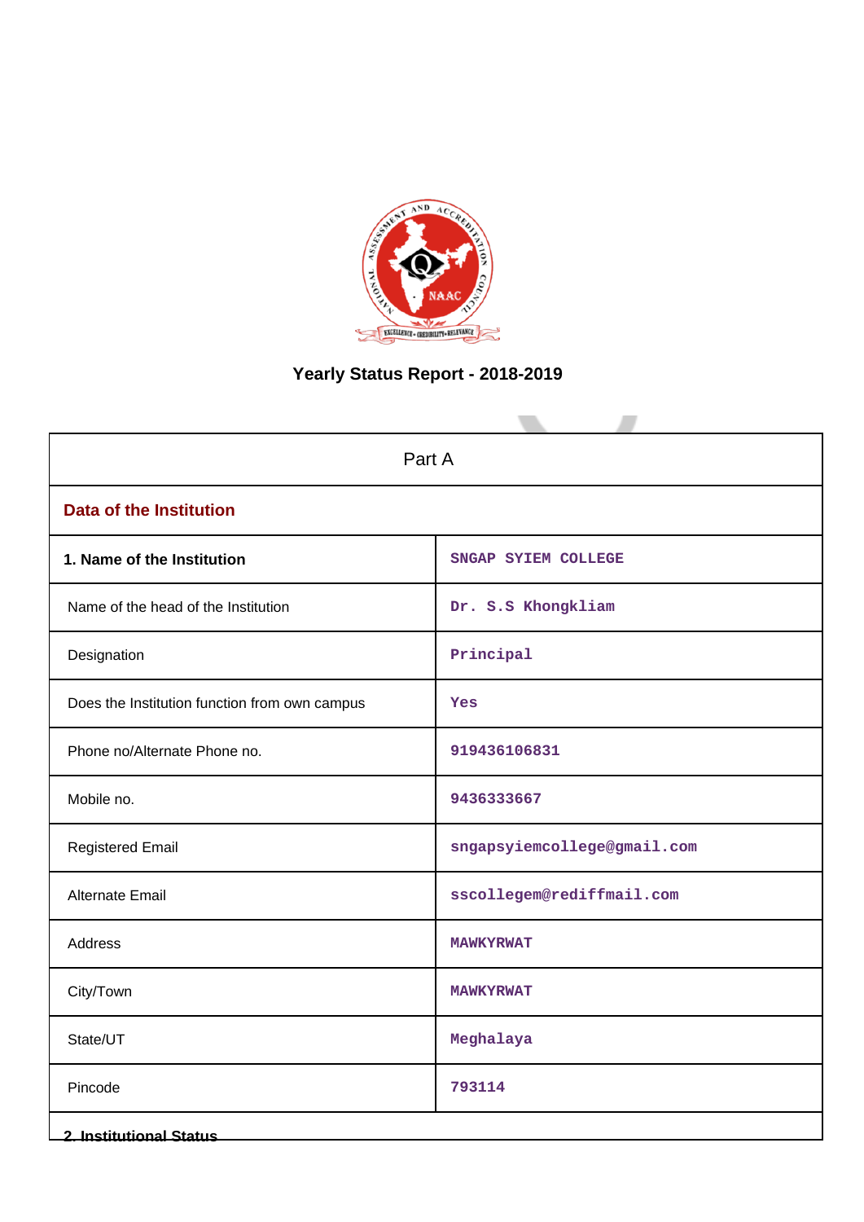# Yearly Status Report - 2018-2019

| Part A | |
|---|---|
| **Data of the Institution** | |
| **1. Name of the Institution** | SNGAP SYIEM COLLEGE |
| Name of the head of the Institution | Dr. S.S Khongkliam |
| Designation | Principal |
| Does the Institution function from own campus | Yes |
| Phone no/Alternate Phone no. | 919436106831 |
| Mobile no. | 9436333667 |
| Registered Email | sngapsyiemcollege@gmail.com |
| Alternate Email | sscollegem@rediffmail.com |
| Address | MAWKYRWAT |
| City/Town | MAWKYRWAT |
| State/UT | Meghalaya |
| Pincode | 793114 |

**2. Institutional Status**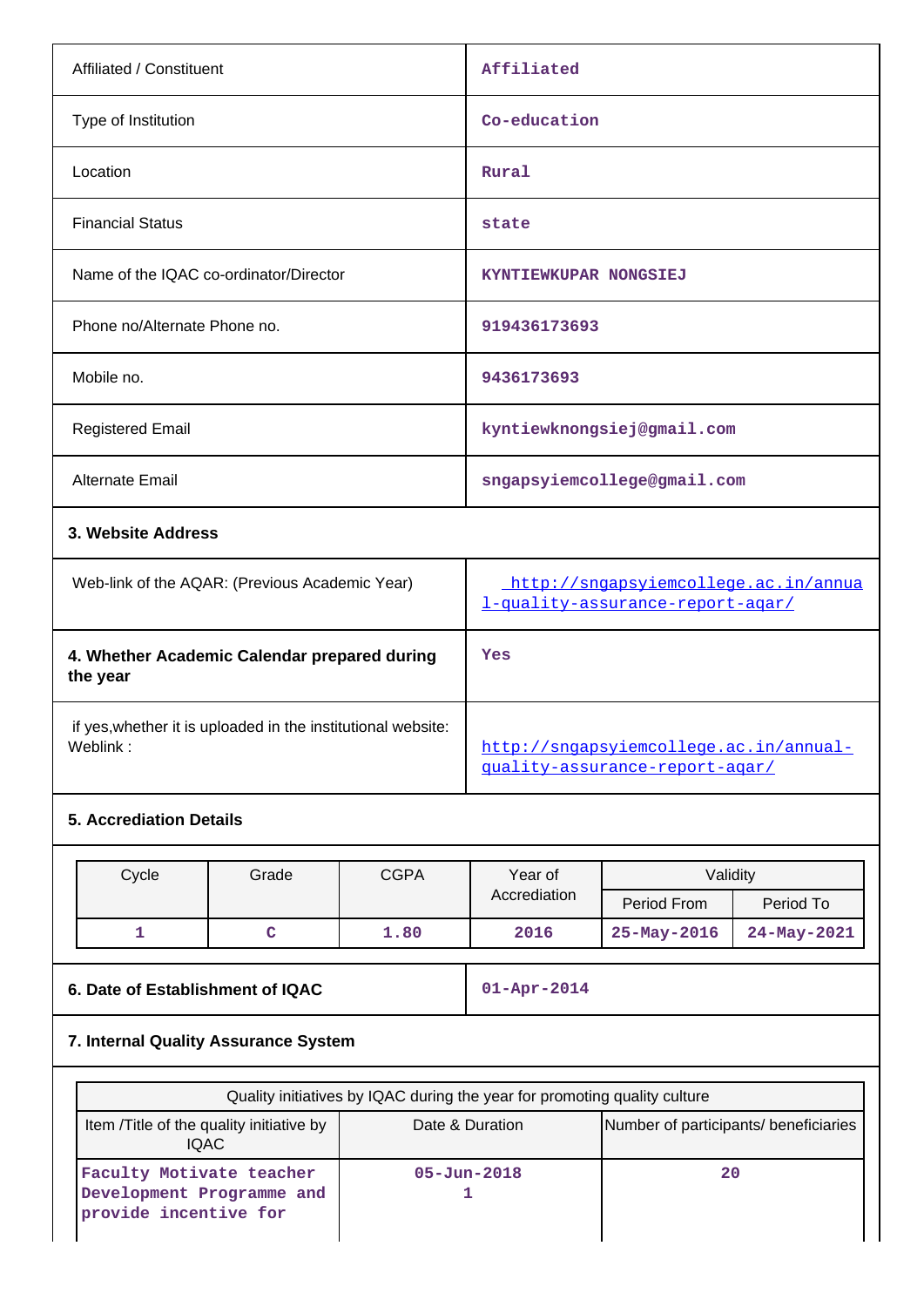| | |
|---|---|
| Affiliated / Constituent | Affiliated |
| Type of Institution | Co-education |
| Location | Rural |
| Financial Status | state |
| Name of the IQAC co-ordinator/Director | KYNTIEWKUPAR NONGSIEJ |
| Phone no/Alternate Phone no. | 919436173693 |
| Mobile no. | 9436173693 |
| Registered Email | kyntiewknongsiej@gmail.com |
| Alternate Email | sngapsyiemcollege@gmail.com |

**3. Website Address**

| | |
|---|---|
| Web-link of the AQAR: (Previous Academic Year) | http://sngapsyiemcollege.ac.in/annual-quality-assurance-report-aqar/ |
| **4. Whether Academic Calendar prepared during the year** | Yes |
| if yes,whether it is uploaded in the institutional website: Weblink : | http://sngapsyiemcollege.ac.in/annual-quality-assurance-report-aqar/ |

**5. Accrediation Details**

| Cycle | Grade | CGPA | Year of Accrediation | Validity | |
|---|---|---|---|---|---|
| | | | | Period From | Period To |
| 1 | C | 1.80 | 2016 | 25-May-2016 | 24-May-2021 |

| | |
|---|---|
| **6. Date of Establishment of IQAC** | 01-Apr-2014 |

**7. Internal Quality Assurance System**

| Quality initiatives by IQAC during the year for promoting quality culture | | |
|---|---|---|
| Item /Title of the quality initiative by IQAC | Date & Duration | Number of participants/ beneficiaries |
| Faculty Motivate teacher Development Programme and provide incentive for | 05-Jun-2018 1 | 20 |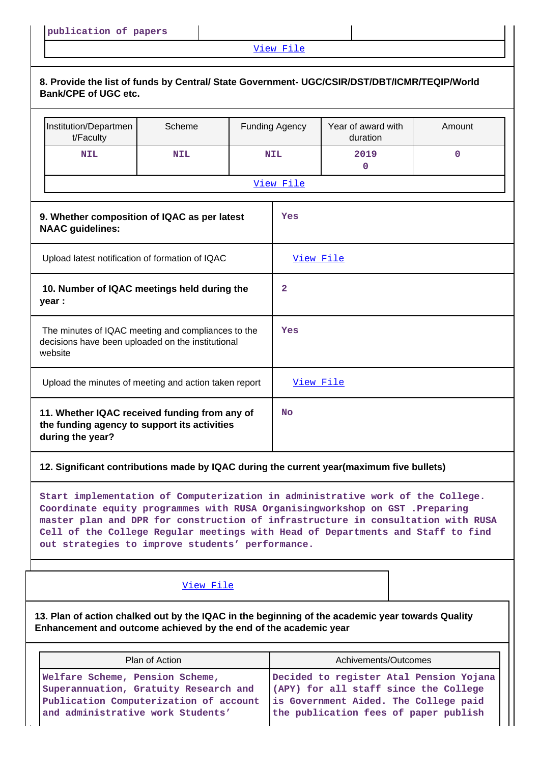| publication of papers | | |
|---|---|---|

View File

**8. Provide the list of funds by Central/ State Government- UGC/CSIR/DST/DBT/ICMR/TEQIP/World Bank/CPE of UGC etc.**

| Institution/Department/Faculty | Scheme | Funding Agency | Year of award with duration | Amount |
|---|---|---|---|---|
| NIL | NIL | NIL | 2019 0 | 0 |

View File

| | |
|---|---|
| **9. Whether composition of IQAC as per latest NAAC guidelines:** | Yes |
| Upload latest notification of formation of IQAC | View File |
| **10. Number of IQAC meetings held during the year :** | 2 |
| The minutes of IQAC meeting and compliances to the decisions have been uploaded on the institutional website | Yes |
| Upload the minutes of meeting and action taken report | View File |
| **11. Whether IQAC received funding from any of the funding agency to support its activities during the year?** | No |

**12. Significant contributions made by IQAC during the current year(maximum five bullets)**

Start implementation of Computerization in administrative work of the College. Coordinate equity programmes with RUSA Organisingworkshop on GST .Preparing master plan and DPR for construction of infrastructure in consultation with RUSA Cell of the College Regular meetings with Head of Departments and Staff to find out strategies to improve students' performance.

View File

**13. Plan of action chalked out by the IQAC in the beginning of the academic year towards Quality Enhancement and outcome achieved by the end of the academic year**

| Plan of Action | Achivements/Outcomes |
|---|---|
| Welfare Scheme, Pension Scheme, Superannuation, Gratuity Research and Publication Computerization of account and administrative work Students' | Decided to register Atal Pension Yojana (APY) for all staff since the College is Government Aided. The College paid the publication fees of paper publish |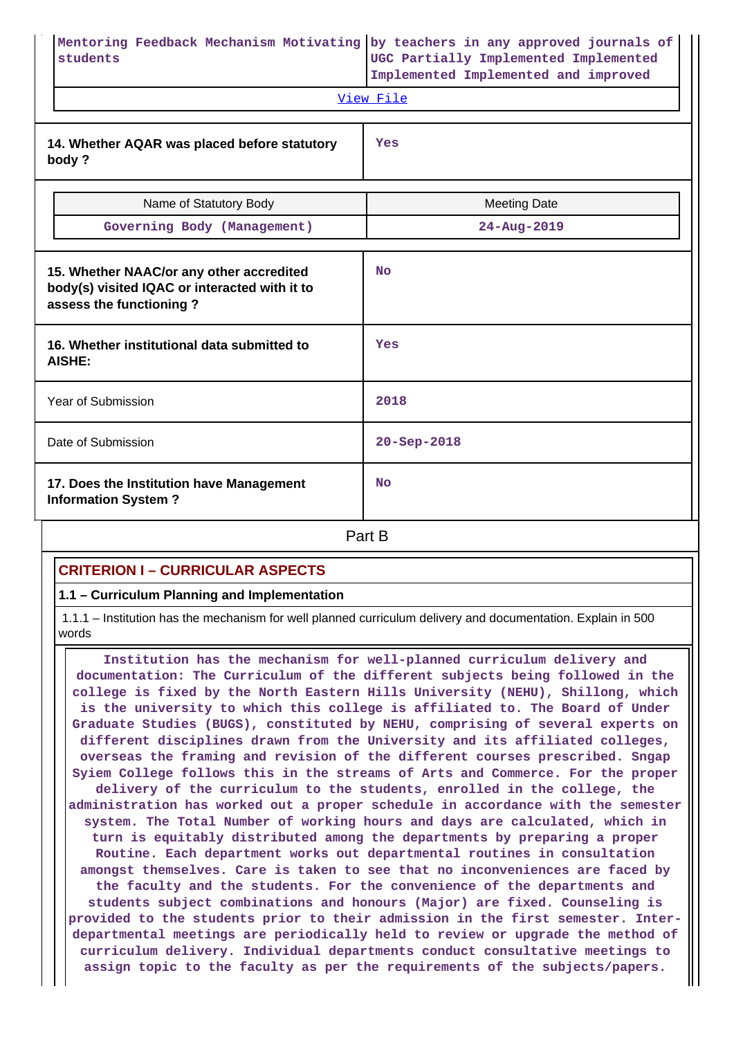| Mentoring Feedback Mechanism Motivating students | by teachers in any approved journals of UGC Partially Implemented Implemented Implemented Implemented and improved |
|---|---|
| [View File](#) | |

| 14. Whether AQAR was placed before statutory body ? | Yes |
|---|---|

| Name of Statutory Body | Meeting Date |
|---|---|
| Governing Body (Management) | 24-Aug-2019 |

| 15. Whether NAAC/or any other accredited body(s) visited IQAC or interacted with it to assess the functioning ? | No |
|---|---|
| 16. Whether institutional data submitted to AISHE: | Yes |
| Year of Submission | 2018 |
| Date of Submission | 20-Sep-2018 |
| 17. Does the Institution have Management Information System ? | No |

## Part B

### CRITERION I – CURRICULAR ASPECTS

**1.1 – Curriculum Planning and Implementation**

1.1.1 – Institution has the mechanism for well planned curriculum delivery and documentation. Explain in 500 words

Institution has the mechanism for well-planned curriculum delivery and documentation: The Curriculum of the different subjects being followed in the college is fixed by the North Eastern Hills University (NEHU), Shillong, which is the university to which this college is affiliated to. The Board of Under Graduate Studies (BUGS), constituted by NEHU, comprising of several experts on different disciplines drawn from the University and its affiliated colleges, overseas the framing and revision of the different courses prescribed. Sngap Syiem College follows this in the streams of Arts and Commerce. For the proper delivery of the curriculum to the students, enrolled in the college, the administration has worked out a proper schedule in accordance with the semester system. The Total Number of working hours and days are calculated, which in turn is equitably distributed among the departments by preparing a proper Routine. Each department works out departmental routines in consultation amongst themselves. Care is taken to see that no inconveniences are faced by the faculty and the students. For the convenience of the departments and students subject combinations and honours (Major) are fixed. Counseling is provided to the students prior to their admission in the first semester. Inter-departmental meetings are periodically held to review or upgrade the method of curriculum delivery. Individual departments conduct consultative meetings to assign topic to the faculty as per the requirements of the subjects/papers.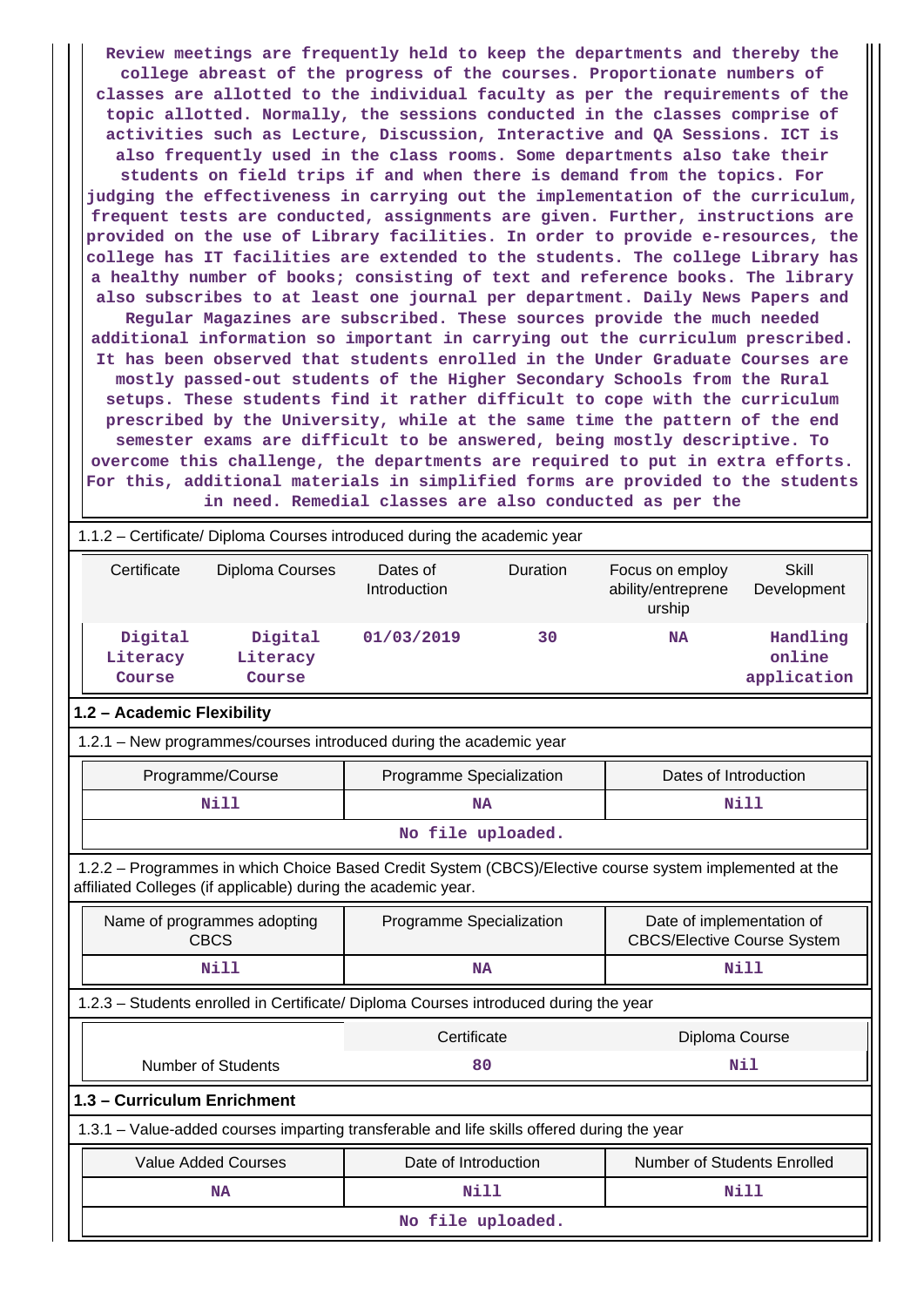Review meetings are frequently held to keep the departments and thereby the college abreast of the progress of the courses. Proportionate numbers of classes are allotted to the individual faculty as per the requirements of the topic allotted. Normally, the sessions conducted in the classes comprise of activities such as Lecture, Discussion, Interactive and QA Sessions. ICT is also frequently used in the class rooms. Some departments also take their students on field trips if and when there is demand from the topics. For judging the effectiveness in carrying out the implementation of the curriculum, frequent tests are conducted, assignments are given. Further, instructions are provided on the use of Library facilities. In order to provide e-resources, the college has IT facilities are extended to the students. The college Library has a healthy number of books; consisting of text and reference books. The library also subscribes to at least one journal per department. Daily News Papers and Regular Magazines are subscribed. These sources provide the much needed additional information so important in carrying out the curriculum prescribed. It has been observed that students enrolled in the Under Graduate Courses are mostly passed-out students of the Higher Secondary Schools from the Rural setups. These students find it rather difficult to cope with the curriculum prescribed by the University, while at the same time the pattern of the end semester exams are difficult to be answered, being mostly descriptive. To overcome this challenge, the departments are required to put in extra efforts. For this, additional materials in simplified forms are provided to the students in need. Remedial classes are also conducted as per the

1.1.2 – Certificate/ Diploma Courses introduced during the academic year

| Certificate | Diploma Courses | Dates of Introduction | Duration | Focus on employ ability/entreprene urship | Skill Development |
|---|---|---|---|---|---|
| Digital Literacy Course | Digital Literacy Course | 01/03/2019 | 30 | NA | Handling online application |

## 1.2 – Academic Flexibility

1.2.1 – New programmes/courses introduced during the academic year

| Programme/Course | Programme Specialization | Dates of Introduction |
|---|---|---|
| Nill | NA | Nill |
| No file uploaded. | | |

1.2.2 – Programmes in which Choice Based Credit System (CBCS)/Elective course system implemented at the affiliated Colleges (if applicable) during the academic year.

| Name of programmes adopting CBCS | Programme Specialization | Date of implementation of CBCS/Elective Course System |
|---|---|---|
| Nill | NA | Nill |

1.2.3 – Students enrolled in Certificate/ Diploma Courses introduced during the year

| | Certificate | Diploma Course |
|---|---|---|
| Number of Students | 80 | Nil |

## 1.3 – Curriculum Enrichment

1.3.1 – Value-added courses imparting transferable and life skills offered during the year

| Value Added Courses | Date of Introduction | Number of Students Enrolled |
|---|---|---|
| NA | Nill | Nill |
| No file uploaded. | | |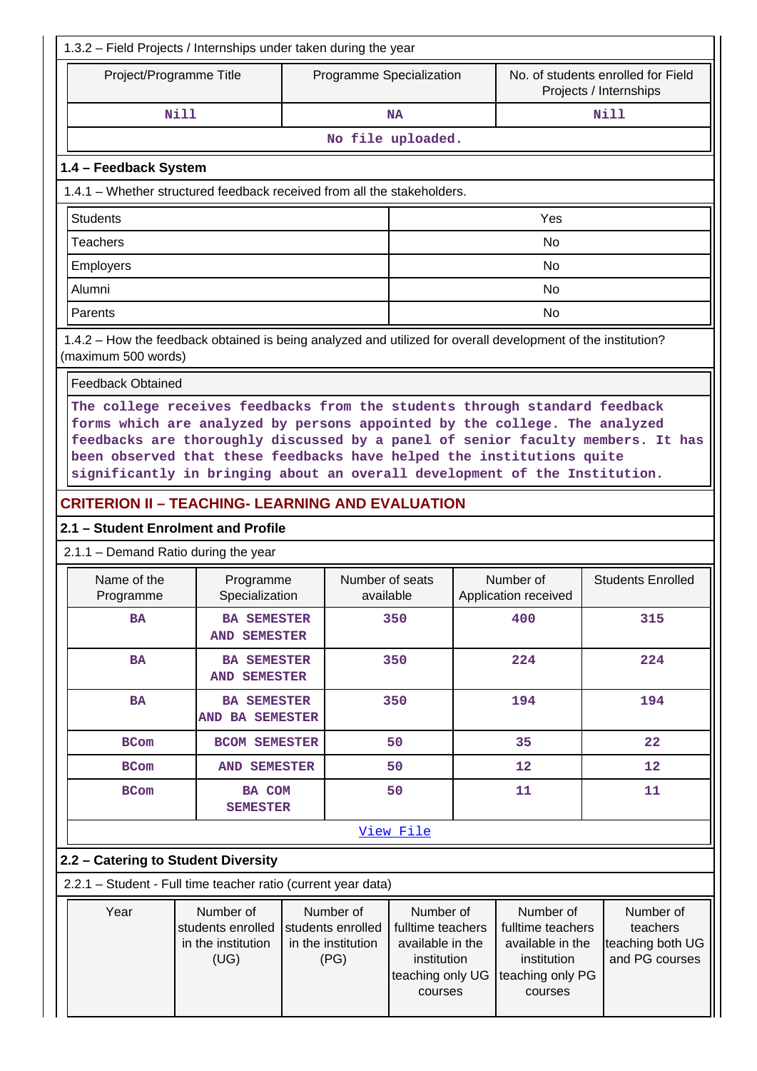1.3.2 – Field Projects / Internships under taken during the year

| Project/Programme Title | Programme Specialization | No. of students enrolled for Field Projects / Internships |
|---|---|---|
| Nill | NA | Nill |
| No file uploaded. | | |

## 1.4 – Feedback System

1.4.1 – Whether structured feedback received from all the stakeholders.

| | |
|---|---|
| Students | Yes |
| Teachers | No |
| Employers | No |
| Alumni | No |
| Parents | No |

1.4.2 – How the feedback obtained is being analyzed and utilized for overall development of the institution? (maximum 500 words)

Feedback Obtained

The college receives feedbacks from the students through standard feedback forms which are analyzed by persons appointed by the college. The analyzed feedbacks are thoroughly discussed by a panel of senior faculty members. It has been observed that these feedbacks have helped the institutions quite significantly in bringing about an overall development of the Institution.

# CRITERION II – TEACHING- LEARNING AND EVALUATION

## 2.1 – Student Enrolment and Profile

2.1.1 – Demand Ratio during the year

| Name of the Programme | Programme Specialization | Number of seats available | Number of Application received | Students Enrolled |
|---|---|---|---|---|
| BA | BA SEMESTER AND SEMESTER | 350 | 400 | 315 |
| BA | BA SEMESTER AND SEMESTER | 350 | 224 | 224 |
| BA | BA SEMESTER AND BA SEMESTER | 350 | 194 | 194 |
| BCom | BCOM SEMESTER | 50 | 35 | 22 |
| BCom | AND SEMESTER | 50 | 12 | 12 |
| BCom | BA COM SEMESTER | 50 | 11 | 11 |
| View File | | | | |

## 2.2 – Catering to Student Diversity

2.2.1 – Student - Full time teacher ratio (current year data)

| Year | Number of students enrolled in the institution (UG) | Number of students enrolled in the institution (PG) | Number of fulltime teachers available in the institution teaching only UG courses | Number of fulltime teachers available in the institution teaching only PG courses | Number of teachers teaching both UG and PG courses |
|---|---|---|---|---|---|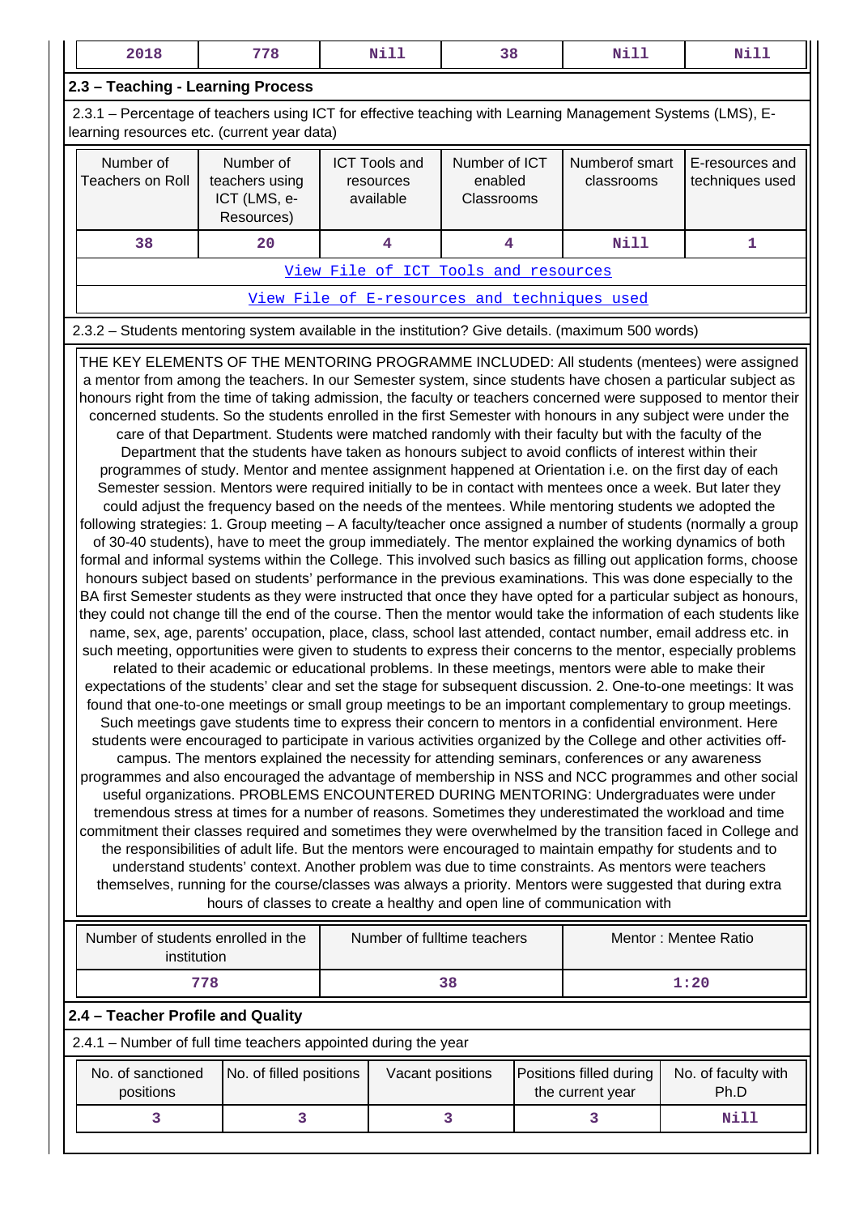| 2018 | 778 | Nill | 38 | Nill | Nill |
|---|---|---|---|---|---|

## 2.3 – Teaching - Learning Process

2.3.1 – Percentage of teachers using ICT for effective teaching with Learning Management Systems (LMS), E-learning resources etc. (current year data)

| Number of Teachers on Roll | Number of teachers using ICT (LMS, e-Resources) | ICT Tools and resources available | Number of ICT enabled Classrooms | Numberof smart classrooms | E-resources and techniques used |
|---|---|---|---|---|---|
| 38 | 20 | 4 | 4 | Nill | 1 |

View File of ICT Tools and resources

View File of E-resources and techniques used

2.3.2 – Students mentoring system available in the institution? Give details. (maximum 500 words)

THE KEY ELEMENTS OF THE MENTORING PROGRAMME INCLUDED: All students (mentees) were assigned a mentor from among the teachers. In our Semester system, since students have chosen a particular subject as honours right from the time of taking admission, the faculty or teachers concerned were supposed to mentor their concerned students. So the students enrolled in the first Semester with honours in any subject were under the care of that Department. Students were matched randomly with their faculty but with the faculty of the Department that the students have taken as honours subject to avoid conflicts of interest within their programmes of study. Mentor and mentee assignment happened at Orientation i.e. on the first day of each Semester session. Mentors were required initially to be in contact with mentees once a week. But later they could adjust the frequency based on the needs of the mentees. While mentoring students we adopted the following strategies: 1. Group meeting – A faculty/teacher once assigned a number of students (normally a group of 30-40 students), have to meet the group immediately. The mentor explained the working dynamics of both formal and informal systems within the College. This involved such basics as filling out application forms, choose honours subject based on students' performance in the previous examinations. This was done especially to the BA first Semester students as they were instructed that once they have opted for a particular subject as honours, they could not change till the end of the course. Then the mentor would take the information of each students like name, sex, age, parents' occupation, place, class, school last attended, contact number, email address etc. in such meeting, opportunities were given to students to express their concerns to the mentor, especially problems related to their academic or educational problems. In these meetings, mentors were able to make their expectations of the students' clear and set the stage for subsequent discussion. 2. One-to-one meetings: It was found that one-to-one meetings or small group meetings to be an important complementary to group meetings. Such meetings gave students time to express their concern to mentors in a confidential environment. Here students were encouraged to participate in various activities organized by the College and other activities off-campus. The mentors explained the necessity for attending seminars, conferences or any awareness programmes and also encouraged the advantage of membership in NSS and NCC programmes and other social useful organizations. PROBLEMS ENCOUNTERED DURING MENTORING: Undergraduates were under tremendous stress at times for a number of reasons. Sometimes they underestimated the workload and time commitment their classes required and sometimes they were overwhelmed by the transition faced in College and the responsibilities of adult life. But the mentors were encouraged to maintain empathy for students and to understand students' context. Another problem was due to time constraints. As mentors were teachers themselves, running for the course/classes was always a priority. Mentors were suggested that during extra hours of classes to create a healthy and open line of communication with

| Number of students enrolled in the institution | Number of fulltime teachers | Mentor : Mentee Ratio |
|---|---|---|
| 778 | 38 | 1:20 |

## 2.4 – Teacher Profile and Quality

2.4.1 – Number of full time teachers appointed during the year

| No. of sanctioned positions | No. of filled positions | Vacant positions | Positions filled during the current year | No. of faculty with Ph.D |
|---|---|---|---|---|
| 3 | 3 | 3 | 3 | Nill |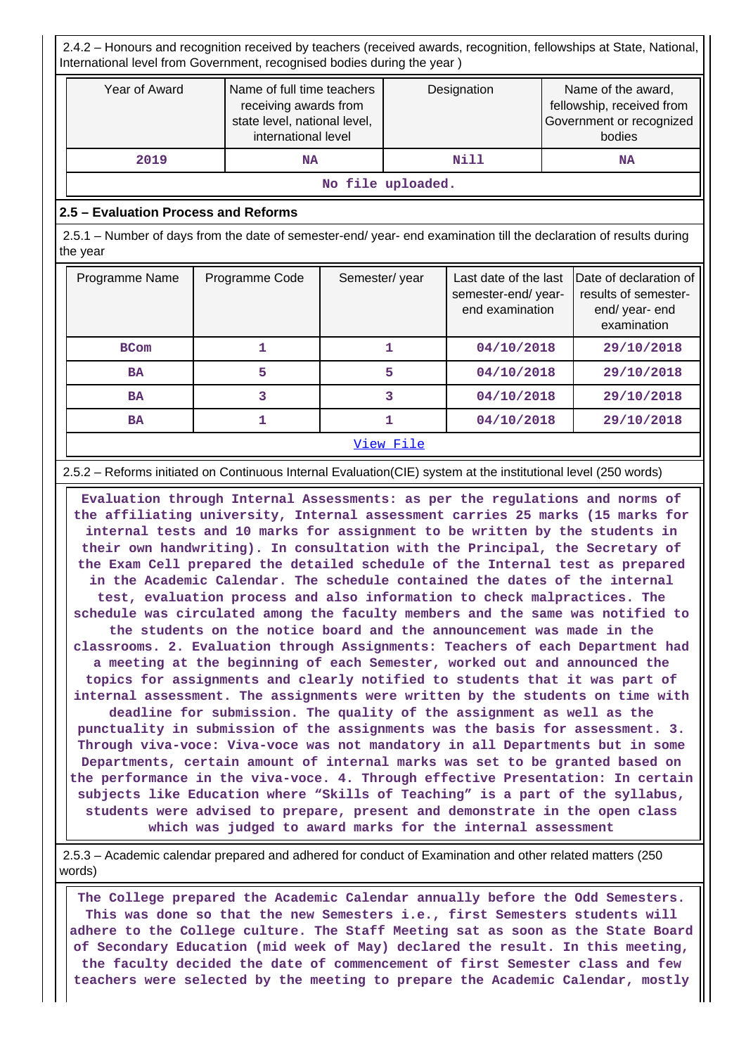2.4.2 – Honours and recognition received by teachers (received awards, recognition, fellowships at State, National, International level from Government, recognised bodies during the year )

| Year of Award | Name of full time teachers receiving awards from state level, national level, international level | Designation | Name of the award, fellowship, received from Government or recognized bodies |
|---|---|---|---|
| 2019 | NA | Nill | NA |
| No file uploaded. | | | |

## 2.5 – Evaluation Process and Reforms

2.5.1 – Number of days from the date of semester-end/ year- end examination till the declaration of results during the year

| Programme Name | Programme Code | Semester/ year | Last date of the last semester-end/ year- end examination | Date of declaration of results of semester- end/ year- end examination |
|---|---|---|---|---|
| BCom | 1 | 1 | 04/10/2018 | 29/10/2018 |
| BA | 5 | 5 | 04/10/2018 | 29/10/2018 |
| BA | 3 | 3 | 04/10/2018 | 29/10/2018 |
| BA | 1 | 1 | 04/10/2018 | 29/10/2018 |
| View File | | | | |

2.5.2 – Reforms initiated on Continuous Internal Evaluation(CIE) system at the institutional level (250 words)

Evaluation through Internal Assessments: as per the regulations and norms of the affiliating university, Internal assessment carries 25 marks (15 marks for internal tests and 10 marks for assignment to be written by the students in their own handwriting). In consultation with the Principal, the Secretary of the Exam Cell prepared the detailed schedule of the Internal test as prepared in the Academic Calendar. The schedule contained the dates of the internal test, evaluation process and also information to check malpractices. The schedule was circulated among the faculty members and the same was notified to the students on the notice board and the announcement was made in the classrooms. 2. Evaluation through Assignments: Teachers of each Department had a meeting at the beginning of each Semester, worked out and announced the topics for assignments and clearly notified to students that it was part of internal assessment. The assignments were written by the students on time with deadline for submission. The quality of the assignment as well as the punctuality in submission of the assignments was the basis for assessment. 3. Through viva-voce: Viva-voce was not mandatory in all Departments but in some Departments, certain amount of internal marks was set to be granted based on the performance in the viva-voce. 4. Through effective Presentation: In certain subjects like Education where “Skills of Teaching” is a part of the syllabus, students were advised to prepare, present and demonstrate in the open class which was judged to award marks for the internal assessment

2.5.3 – Academic calendar prepared and adhered for conduct of Examination and other related matters (250 words)

The College prepared the Academic Calendar annually before the Odd Semesters. This was done so that the new Semesters i.e., first Semesters students will adhere to the College culture. The Staff Meeting sat as soon as the State Board of Secondary Education (mid week of May) declared the result. In this meeting, the faculty decided the date of commencement of first Semester class and few teachers were selected by the meeting to prepare the Academic Calendar, mostly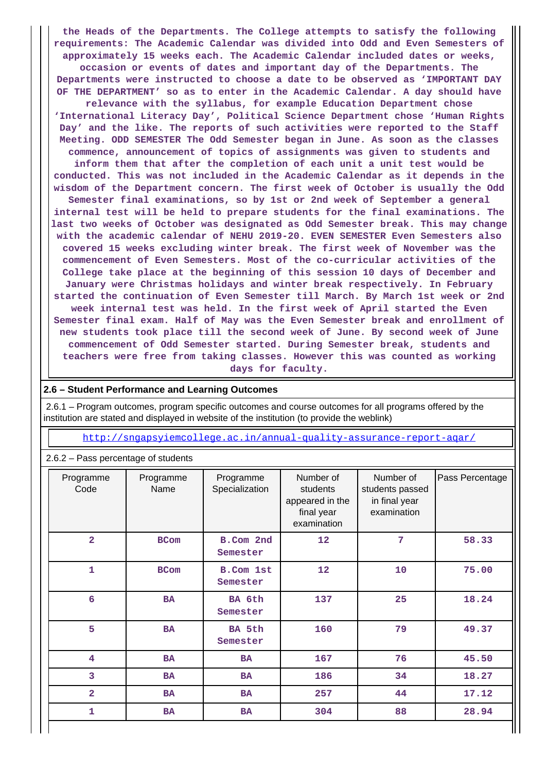the Heads of the Departments. The College attempts to satisfy the following requirements: The Academic Calendar was divided into Odd and Even Semesters of approximately 15 weeks each. The Academic Calendar included dates or weeks, occasion or events of dates and important day of the Departments. The Departments were instructed to choose a date to be observed as 'IMPORTANT DAY OF THE DEPARTMENT' so as to enter in the Academic Calendar. A day should have relevance with the syllabus, for example Education Department chose 'International Literacy Day', Political Science Department chose 'Human Rights Day' and the like. The reports of such activities were reported to the Staff Meeting. ODD SEMESTER The Odd Semester began in June. As soon as the classes commence, announcement of topics of assignments was given to students and inform them that after the completion of each unit a unit test would be conducted. This was not included in the Academic Calendar as it depends in the wisdom of the Department concern. The first week of October is usually the Odd Semester final examinations, so by 1st or 2nd week of September a general internal test will be held to prepare students for the final examinations. The last two weeks of October was designated as Odd Semester break. This may change with the academic calendar of NEHU 2019-20. EVEN SEMESTER Even Semesters also covered 15 weeks excluding winter break. The first week of November was the commencement of Even Semesters. Most of the co-curricular activities of the College take place at the beginning of this session 10 days of December and January were Christmas holidays and winter break respectively. In February started the continuation of Even Semester till March. By March 1st week or 2nd week internal test was held. In the first week of April started the Even Semester final exam. Half of May was the Even Semester break and enrollment of new students took place till the second week of June. By second week of June commencement of Odd Semester started. During Semester break, students and teachers were free from taking classes. However this was counted as working days for faculty.

### 2.6 – Student Performance and Learning Outcomes

2.6.1 – Program outcomes, program specific outcomes and course outcomes for all programs offered by the institution are stated and displayed in website of the institution (to provide the weblink)

http://sngapsyiemcollege.ac.in/annual-quality-assurance-report-aqar/

2.6.2 – Pass percentage of students

| Programme Code | Programme Name | Programme Specialization | Number of students appeared in the final year examination | Number of students passed in final year examination | Pass Percentage |
|---|---|---|---|---|---|
| 2 | BCom | B.Com 2nd Semester | 12 | 7 | 58.33 |
| 1 | BCom | B.Com 1st Semester | 12 | 10 | 75.00 |
| 6 | BA | BA 6th Semester | 137 | 25 | 18.24 |
| 5 | BA | BA 5th Semester | 160 | 79 | 49.37 |
| 4 | BA | BA | 167 | 76 | 45.50 |
| 3 | BA | BA | 186 | 34 | 18.27 |
| 2 | BA | BA | 257 | 44 | 17.12 |
| 1 | BA | BA | 304 | 88 | 28.94 |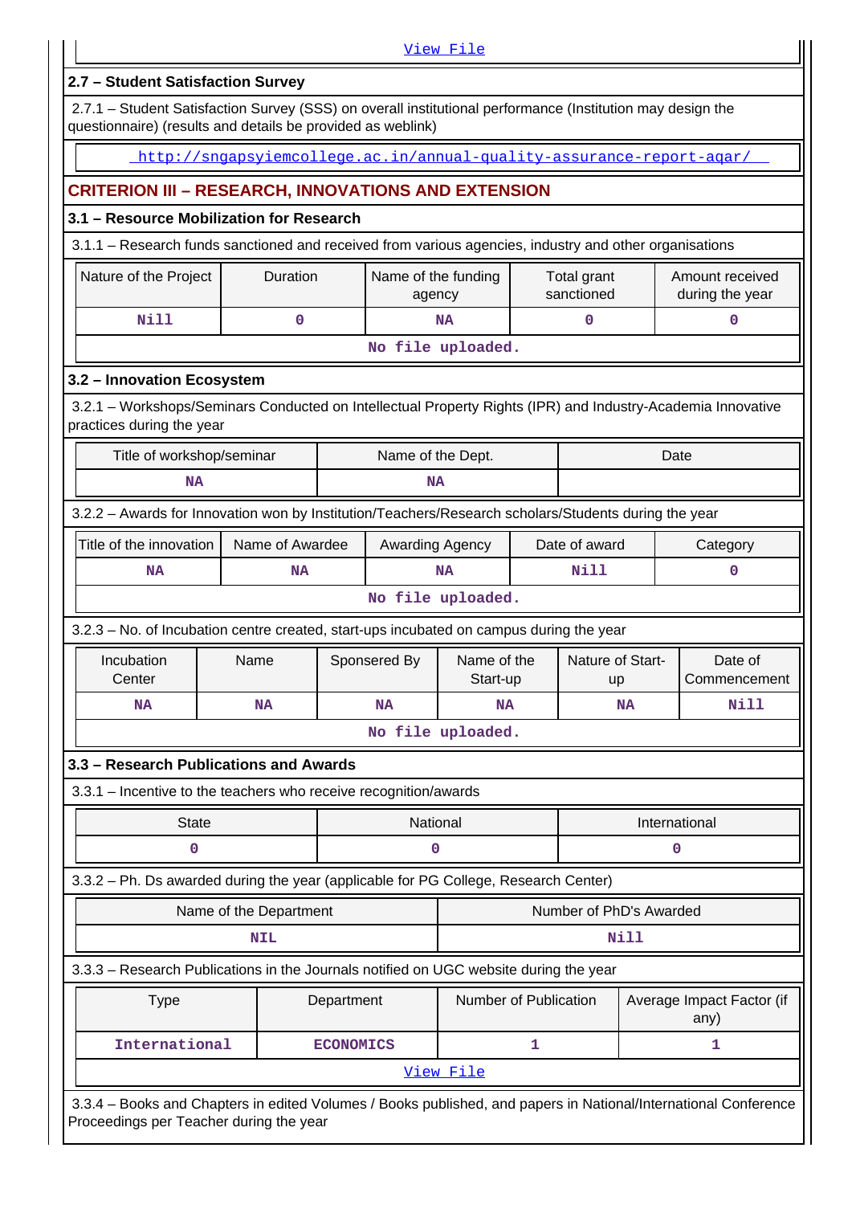View File

### 2.7 – Student Satisfaction Survey

2.7.1 – Student Satisfaction Survey (SSS) on overall institutional performance (Institution may design the questionnaire) (results and details be provided as weblink)

http://sngapsyiemcollege.ac.in/annual-quality-assurance-report-aqar/

## CRITERION III – RESEARCH, INNOVATIONS AND EXTENSION

### 3.1 – Resource Mobilization for Research

3.1.1 – Research funds sanctioned and received from various agencies, industry and other organisations

| Nature of the Project | Duration | Name of the funding agency | Total grant sanctioned | Amount received during the year |
|---|---|---|---|---|
| Nill | 0 | NA | 0 | 0 |

No file uploaded.

### 3.2 – Innovation Ecosystem

3.2.1 – Workshops/Seminars Conducted on Intellectual Property Rights (IPR) and Industry-Academia Innovative practices during the year

| Title of workshop/seminar | Name of the Dept. | Date |
|---|---|---|
| NA | NA | |

3.2.2 – Awards for Innovation won by Institution/Teachers/Research scholars/Students during the year

| Title of the innovation | Name of Awardee | Awarding Agency | Date of award | Category |
|---|---|---|---|---|
| NA | NA | NA | Nill | 0 |

No file uploaded.

3.2.3 – No. of Incubation centre created, start-ups incubated on campus during the year

| Incubation Center | Name | Sponsored By | Name of the Start-up | Nature of Start-up | Date of Commencement |
|---|---|---|---|---|---|
| NA | NA | NA | NA | NA | Nill |

No file uploaded.

### 3.3 – Research Publications and Awards

3.3.1 – Incentive to the teachers who receive recognition/awards

| State | National | International |
|---|---|---|
| 0 | 0 | 0 |

3.3.2 – Ph. Ds awarded during the year (applicable for PG College, Research Center)

| Name of the Department | Number of PhD's Awarded |
|---|---|
| NIL | Nill |

3.3.3 – Research Publications in the Journals notified on UGC website during the year

| Type | Department | Number of Publication | Average Impact Factor (if any) |
|---|---|---|---|
| International | ECONOMICS | 1 | 1 |

View File

3.3.4 – Books and Chapters in edited Volumes / Books published, and papers in National/International Conference Proceedings per Teacher during the year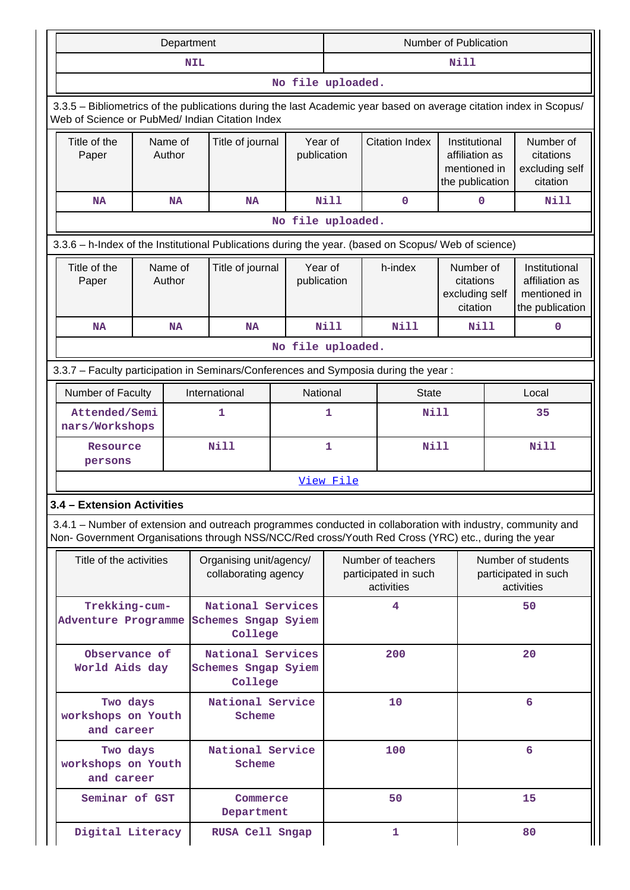| Department | Number of Publication |
|---|---|
| NIL | Nill |
| No file uploaded. | |

3.3.5 – Bibliometrics of the publications during the last Academic year based on average citation index in Scopus/ Web of Science or PubMed/ Indian Citation Index

| Title of the Paper | Name of Author | Title of journal | Year of publication | Citation Index | Institutional affiliation as mentioned in the publication | Number of citations excluding self citation |
|---|---|---|---|---|---|---|
| NA | NA | NA | Nill | 0 | 0 | Nill |
| No file uploaded. | | | | | | |

3.3.6 – h-Index of the Institutional Publications during the year. (based on Scopus/ Web of science)

| Title of the Paper | Name of Author | Title of journal | Year of publication | h-index | Number of citations excluding self citation | Institutional affiliation as mentioned in the publication |
|---|---|---|---|---|---|---|
| NA | NA | NA | Nill | Nill | Nill | 0 |
| No file uploaded. | | | | | | |

3.3.7 – Faculty participation in Seminars/Conferences and Symposia during the year :

| Number of Faculty | International | National | State | Local |
|---|---|---|---|---|
| Attended/Seminars/Workshops | 1 | 1 | Nill | 35 |
| Resource persons | Nill | 1 | Nill | Nill |
| View File | | | | |

### 3.4 – Extension Activities

3.4.1 – Number of extension and outreach programmes conducted in collaboration with industry, community and Non- Government Organisations through NSS/NCC/Red cross/Youth Red Cross (YRC) etc., during the year

| Title of the activities | Organising unit/agency/ collaborating agency | Number of teachers participated in such activities | Number of students participated in such activities |
|---|---|---|---|
| Trekking-cum-Adventure Programme | National Services Schemes Sngap Syiem College | 4 | 50 |
| Observance of World Aids day | National Services Schemes Sngap Syiem College | 200 | 20 |
| Two days workshops on Youth and career | National Service Scheme | 10 | 6 |
| Two days workshops on Youth and career | National Service Scheme | 100 | 6 |
| Seminar of GST | Commerce Department | 50 | 15 |
| Digital Literacy | RUSA Cell Sngap | 1 | 80 |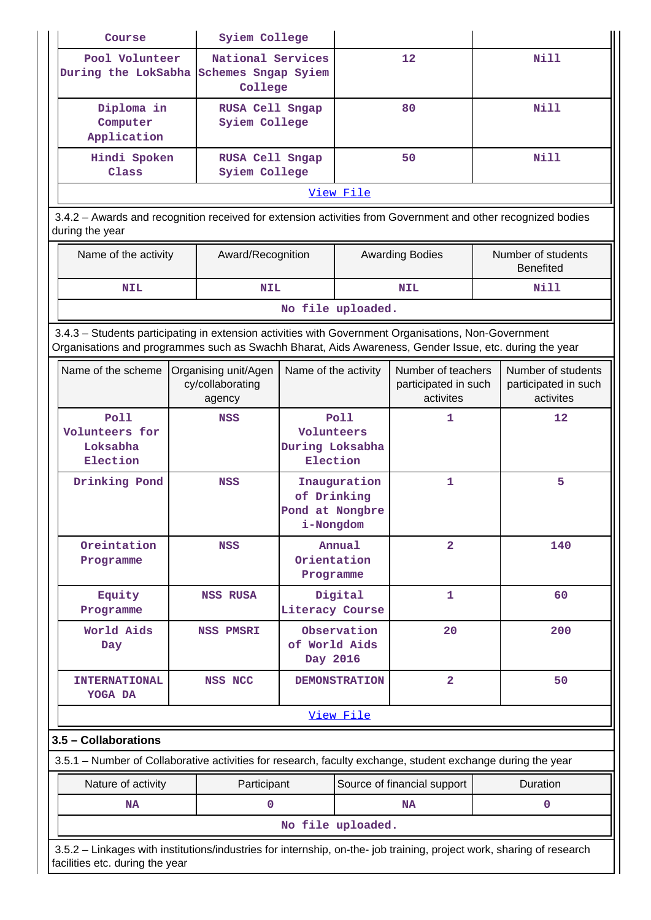| Course | Syiem College | | |
|---|---|---|---|
| Pool Volunteer During the LokSabha | National Services Schemes Sngap Syiem College | 12 | Nill |
| Diploma in Computer Application | RUSA Cell Sngap Syiem College | 80 | Nill |
| Hindi Spoken Class | RUSA Cell Sngap Syiem College | 50 | Nill |

View File

3.4.2 – Awards and recognition received for extension activities from Government and other recognized bodies during the year

| Name of the activity | Award/Recognition | Awarding Bodies | Number of students Benefited |
|---|---|---|---|
| NIL | NIL | NIL | Nill |

No file uploaded.

3.4.3 – Students participating in extension activities with Government Organisations, Non-Government Organisations and programmes such as Swachh Bharat, Aids Awareness, Gender Issue, etc. during the year

| Name of the scheme | Organising unit/Agency/collaborating agency | Name of the activity | Number of teachers participated in such activites | Number of students participated in such activites |
|---|---|---|---|---|
| Poll Volunteers for Loksabha Election | NSS | Poll Volunteers During Loksabha Election | 1 | 12 |
| Drinking Pond | NSS | Inauguration of Drinking Pond at Nongbrei-Nongdom | 1 | 5 |
| Oreintation Programme | NSS | Annual Orientation Programme | 2 | 140 |
| Equity Programme | NSS RUSA | Digital Literacy Course | 1 | 60 |
| World Aids Day | NSS PMSRI | Observation of World Aids Day 2016 | 20 | 200 |
| INTERNATIONAL YOGA DA | NSS NCC | DEMONSTRATION | 2 | 50 |

View File

**3.5 – Collaborations**

3.5.1 – Number of Collaborative activities for research, faculty exchange, student exchange during the year

| Nature of activity | Participant | Source of financial support | Duration |
|---|---|---|---|
| NA | 0 | NA | 0 |

No file uploaded.

3.5.2 – Linkages with institutions/industries for internship, on-the- job training, project work, sharing of research facilities etc. during the year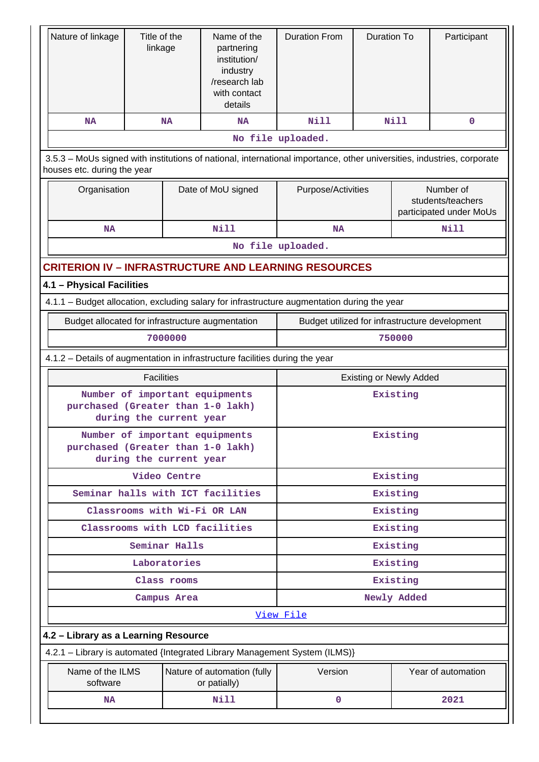| Nature of linkage | Title of the linkage | Name of the partnering institution/ industry /research lab with contact details | Duration From | Duration To | Participant |
|---|---|---|---|---|---|
| NA | NA | NA | Nill | Nill | 0 |

No file uploaded.

3.5.3 – MoUs signed with institutions of national, international importance, other universities, industries, corporate houses etc. during the year

| Organisation | Date of MoU signed | Purpose/Activities | Number of students/teachers participated under MoUs |
|---|---|---|---|
| NA | Nill | NA | Nill |

No file uploaded.

## CRITERION IV – INFRASTRUCTURE AND LEARNING RESOURCES

### 4.1 – Physical Facilities

4.1.1 – Budget allocation, excluding salary for infrastructure augmentation during the year

| Budget allocated for infrastructure augmentation | Budget utilized for infrastructure development |
|---|---|
| 7000000 | 750000 |

4.1.2 – Details of augmentation in infrastructure facilities during the year

| Facilities | Existing or Newly Added |
|---|---|
| Number of important equipments purchased (Greater than 1-0 lakh) during the current year | Existing |
| Number of important equipments purchased (Greater than 1-0 lakh) during the current year | Existing |
| Video Centre | Existing |
| Seminar halls with ICT facilities | Existing |
| Classrooms with Wi-Fi OR LAN | Existing |
| Classrooms with LCD facilities | Existing |
| Seminar Halls | Existing |
| Laboratories | Existing |
| Class rooms | Existing |
| Campus Area | Newly Added |

View File

### 4.2 – Library as a Learning Resource

4.2.1 – Library is automated {Integrated Library Management System (ILMS)}

| Name of the ILMS software | Nature of automation (fully or patially) | Version | Year of automation |
|---|---|---|---|
| NA | Nill | 0 | 2021 |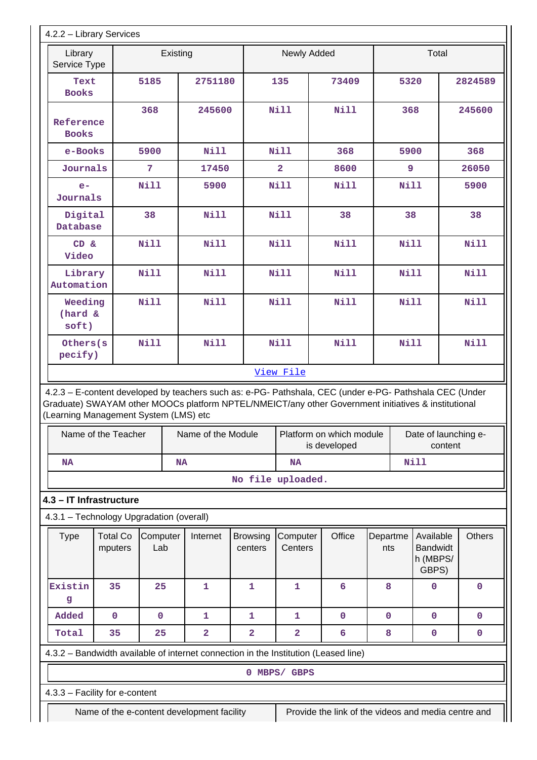4.2.2 – Library Services

| Library Service Type | Existing | | Newly Added | | Total | |
|---|---|---|---|---|---|---|
| Text Books | 5185 | 2751180 | 135 | 73409 | 5320 | 2824589 |
| Reference Books | 368 | 245600 | Nill | Nill | 368 | 245600 |
| e-Books | 5900 | Nill | Nill | 368 | 5900 | 368 |
| Journals | 7 | 17450 | 2 | 8600 | 9 | 26050 |
| e-Journals | Nill | 5900 | Nill | Nill | Nill | 5900 |
| Digital Database | 38 | Nill | Nill | 38 | 38 | 38 |
| CD & Video | Nill | Nill | Nill | Nill | Nill | Nill |
| Library Automation | Nill | Nill | Nill | Nill | Nill | Nill |
| Weeding (hard & soft) | Nill | Nill | Nill | Nill | Nill | Nill |
| Others(specify) | Nill | Nill | Nill | Nill | Nill | Nill |

View File

4.2.3 – E-content developed by teachers such as: e-PG- Pathshala, CEC (under e-PG- Pathshala CEC (Under Graduate) SWAYAM other MOOCs platform NPTEL/NMEICT/any other Government initiatives & institutional (Learning Management System (LMS) etc

| Name of the Teacher | Name of the Module | Platform on which module is developed | Date of launching e-content |
|---|---|---|---|
| NA | NA | NA | Nill |

No file uploaded.

**4.3 – IT Infrastructure**

4.3.1 – Technology Upgradation (overall)

| Type | Total Computers | Computer Lab | Internet | Browsing centers | Computer Centers | Office | Departments | Available Bandwidth (MBPS/ GBPS) | Others |
|---|---|---|---|---|---|---|---|---|---|
| Existing | 35 | 25 | 1 | 1 | 1 | 6 | 8 | 0 | 0 |
| Added | 0 | 0 | 1 | 1 | 1 | 0 | 0 | 0 | 0 |
| Total | 35 | 25 | 2 | 2 | 2 | 6 | 8 | 0 | 0 |

4.3.2 – Bandwidth available of internet connection in the Institution (Leased line)

0 MBPS/ GBPS

4.3.3 – Facility for e-content

| Name of the e-content development facility | Provide the link of the videos and media centre and |
|---|---|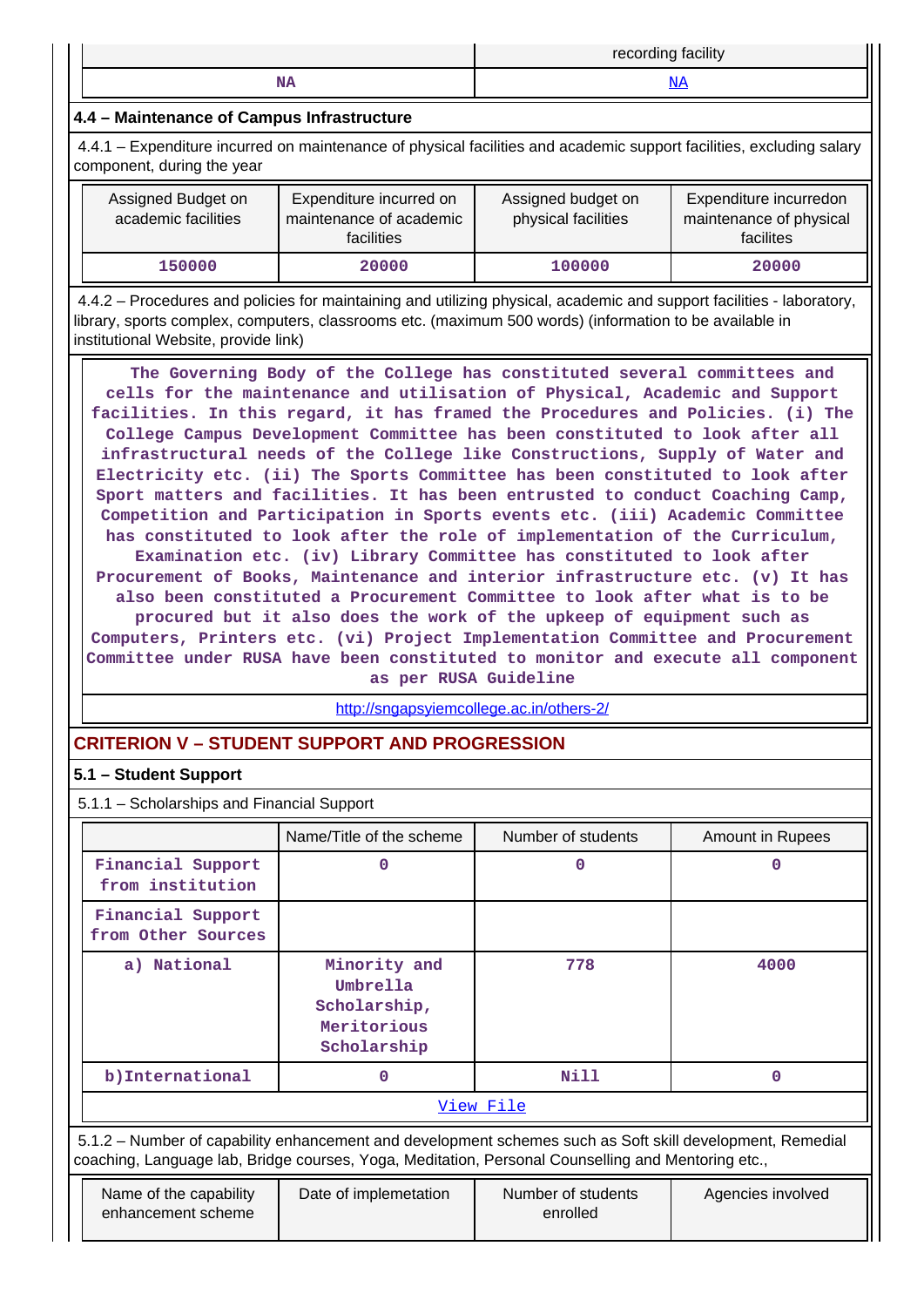| | recording facility |
|---|---|
| NA | NA |

### 4.4 – Maintenance of Campus Infrastructure

4.4.1 – Expenditure incurred on maintenance of physical facilities and academic support facilities, excluding salary component, during the year

| Assigned Budget on academic facilities | Expenditure incurred on maintenance of academic facilities | Assigned budget on physical facilities | Expenditure incurredon maintenance of physical facilites |
|---|---|---|---|
| 150000 | 20000 | 100000 | 20000 |

4.4.2 – Procedures and policies for maintaining and utilizing physical, academic and support facilities - laboratory, library, sports complex, computers, classrooms etc. (maximum 500 words) (information to be available in institutional Website, provide link)

The Governing Body of the College has constituted several committees and cells for the maintenance and utilisation of Physical, Academic and Support facilities. In this regard, it has framed the Procedures and Policies. (i) The College Campus Development Committee has been constituted to look after all infrastructural needs of the College like Constructions, Supply of Water and Electricity etc. (ii) The Sports Committee has been constituted to look after Sport matters and facilities. It has been entrusted to conduct Coaching Camp, Competition and Participation in Sports events etc. (iii) Academic Committee has constituted to look after the role of implementation of the Curriculum, Examination etc. (iv) Library Committee has constituted to look after Procurement of Books, Maintenance and interior infrastructure etc. (v) It has also been constituted a Procurement Committee to look after what is to be procured but it also does the work of the upkeep of equipment such as Computers, Printers etc. (vi) Project Implementation Committee and Procurement Committee under RUSA have been constituted to monitor and execute all component as per RUSA Guideline

http://sngapsyiemcollege.ac.in/others-2/

## CRITERION V – STUDENT SUPPORT AND PROGRESSION

### 5.1 – Student Support

5.1.1 – Scholarships and Financial Support

| | Name/Title of the scheme | Number of students | Amount in Rupees |
|---|---|---|---|
| Financial Support from institution | 0 | 0 | 0 |
| Financial Support from Other Sources | | | |
| a) National | Minority and Umbrella Scholarship, Meritorious Scholarship | 778 | 4000 |
| b)International | 0 | Nill | 0 |

View File

5.1.2 – Number of capability enhancement and development schemes such as Soft skill development, Remedial coaching, Language lab, Bridge courses, Yoga, Meditation, Personal Counselling and Mentoring etc.,

| Name of the capability enhancement scheme | Date of implemetation | Number of students enrolled | Agencies involved |
|---|---|---|---|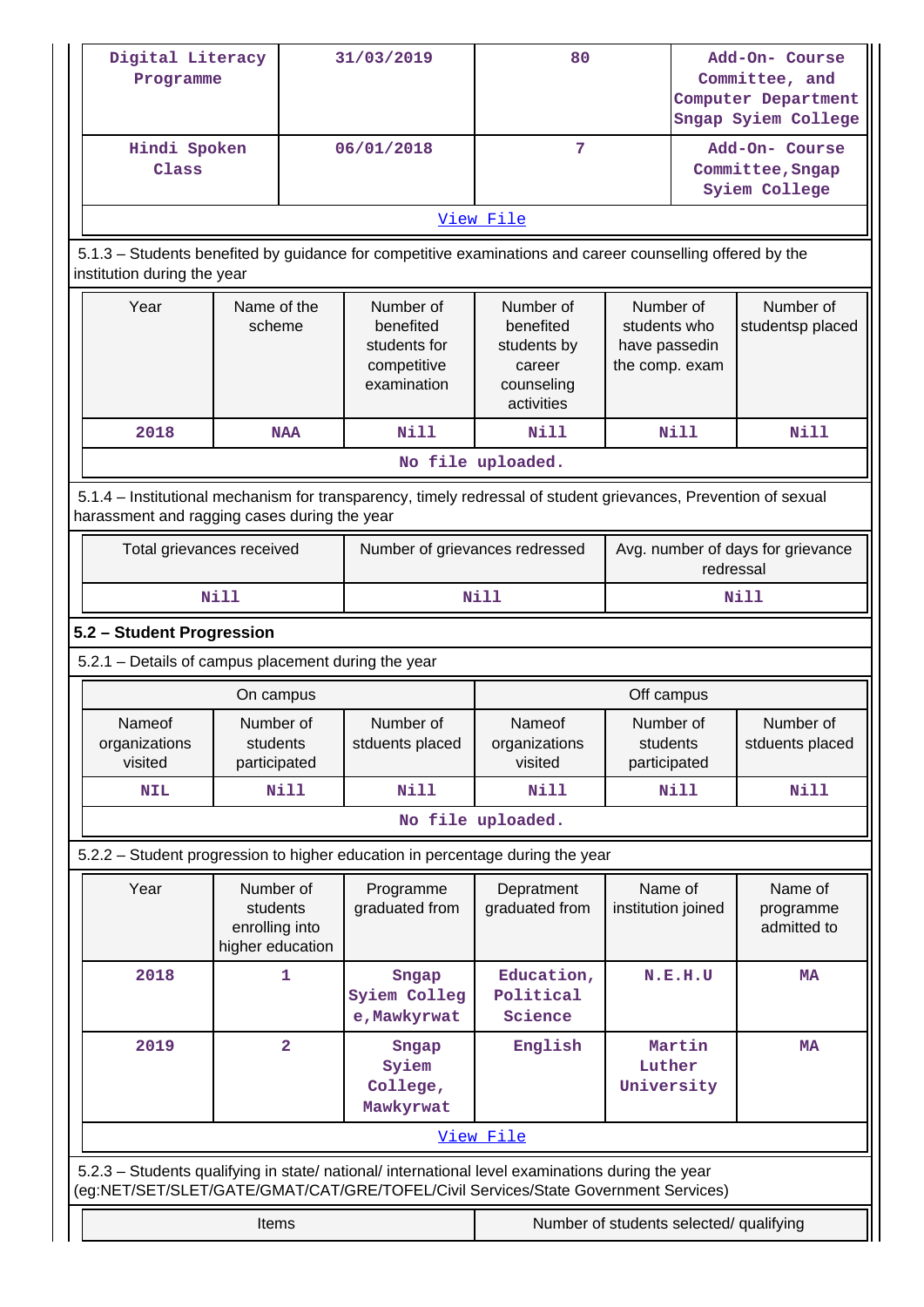| Digital Literacy Programme | 31/03/2019 | 80 | Add-On- Course Committee, and Computer Department Sngap Syiem College |
|---|---|---|---|
| Hindi Spoken Class | 06/01/2018 | 7 | Add-On- Course Committee,Sngap Syiem College |
| View File | | | |

5.1.3 – Students benefited by guidance for competitive examinations and career counselling offered by the institution during the year

| Year | Name of the scheme | Number of benefited students for competitive examination | Number of benefited students by career counseling activities | Number of students who have passedin the comp. exam | Number of studentsp placed |
|---|---|---|---|---|---|
| 2018 | NAA | Nill | Nill | Nill | Nill |
| No file uploaded. | | | | | |

5.1.4 – Institutional mechanism for transparency, timely redressal of student grievances, Prevention of sexual harassment and ragging cases during the year

| Total grievances received | Number of grievances redressed | Avg. number of days for grievance redressal |
|---|---|---|
| Nill | Nill | Nill |

## 5.2 – Student Progression

5.2.1 – Details of campus placement during the year

| On campus | | | Off campus | | |
|---|---|---|---|---|---|
| Nameof organizations visited | Number of students participated | Number of stduents placed | Nameof organizations visited | Number of students participated | Number of stduents placed |
| NIL | Nill | Nill | Nill | Nill | Nill |
| No file uploaded. | | | | | |

5.2.2 – Student progression to higher education in percentage during the year

| Year | Number of students enrolling into higher education | Programme graduated from | Depratment graduated from | Name of institution joined | Name of programme admitted to |
|---|---|---|---|---|---|
| 2018 | 1 | Sngap Syiem College,Mawkyrwat | Education, Political Science | N.E.H.U | MA |
| 2019 | 2 | Sngap Syiem College, Mawkyrwat | English | Martin Luther University | MA |
| View File | | | | | |

5.2.3 – Students qualifying in state/ national/ international level examinations during the year (eg:NET/SET/SLET/GATE/GMAT/CAT/GRE/TOFEL/Civil Services/State Government Services)

| Items | Number of students selected/ qualifying |
|---|---|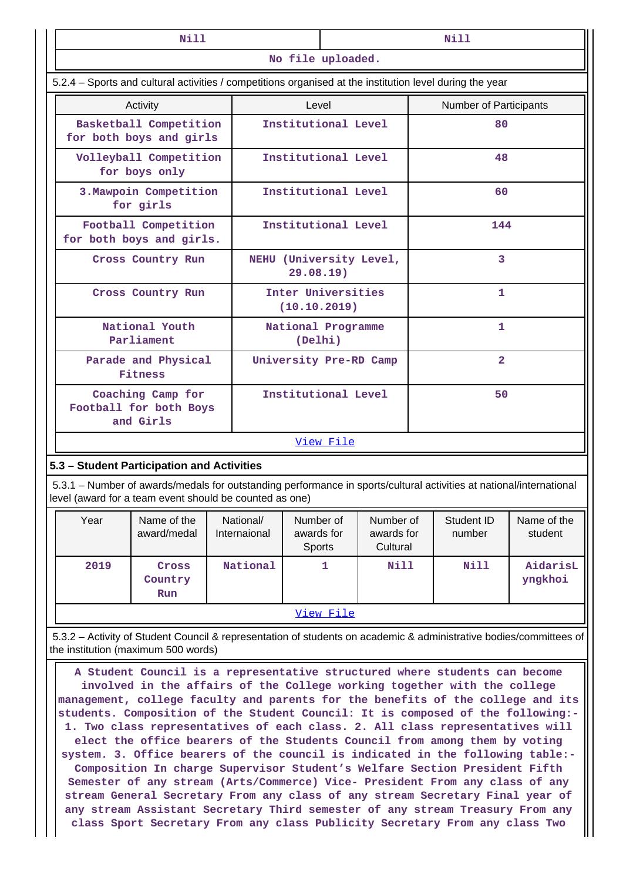| Nill | Nill |
|---|---|
| No file uploaded. | |

5.2.4 – Sports and cultural activities / competitions organised at the institution level during the year

| Activity | Level | Number of Participants |
|---|---|---|
| Basketball Competition for both boys and girls | Institutional Level | 80 |
| Volleyball Competition for boys only | Institutional Level | 48 |
| 3.Mawpoin Competition for girls | Institutional Level | 60 |
| Football Competition for both boys and girls. | Institutional Level | 144 |
| Cross Country Run | NEHU (University Level, 29.08.19) | 3 |
| Cross Country Run | Inter Universities (10.10.2019) | 1 |
| National Youth Parliament | National Programme (Delhi) | 1 |
| Parade and Physical Fitness | University Pre-RD Camp | 2 |
| Coaching Camp for Football for both Boys and Girls | Institutional Level | 50 |

View File

### 5.3 – Student Participation and Activities

5.3.1 – Number of awards/medals for outstanding performance in sports/cultural activities at national/international level (award for a team event should be counted as one)

| Year | Name of the award/medal | National/ Internaional | Number of awards for Sports | Number of awards for Cultural | Student ID number | Name of the student |
|---|---|---|---|---|---|---|
| 2019 | Cross Country Run | National | 1 | Nill | Nill | AidarisL yngkhoi |

View File

5.3.2 – Activity of Student Council & representation of students on academic & administrative bodies/committees of the institution (maximum 500 words)

A Student Council is a representative structured where students can become involved in the affairs of the College working together with the college management, college faculty and parents for the benefits of the college and its students. Composition of the Student Council: It is composed of the following:- 1. Two class representatives of each class. 2. All class representatives will elect the office bearers of the Students Council from among them by voting system. 3. Office bearers of the council is indicated in the following table:- Composition In charge Supervisor Student's Welfare Section President Fifth Semester of any stream (Arts/Commerce) Vice- President From any class of any stream General Secretary From any class of any stream Secretary Final year of any stream Assistant Secretary Third semester of any stream Treasury From any class Sport Secretary From any class Publicity Secretary From any class Two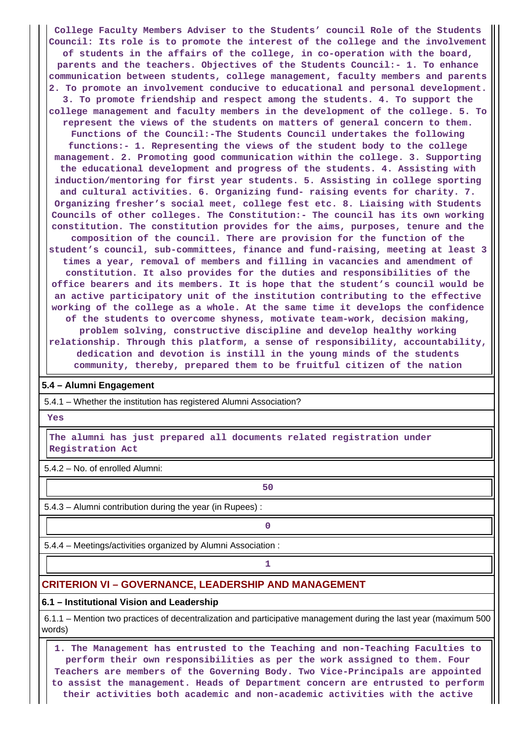College Faculty Members Adviser to the Students' council Role of the Students Council: Its role is to promote the interest of the college and the involvement of students in the affairs of the college, in co-operation with the board, parents and the teachers. Objectives of the Students Council:- 1. To enhance communication between students, college management, faculty members and parents 2. To promote an involvement conducive to educational and personal development. 3. To promote friendship and respect among the students. 4. To support the college management and faculty members in the development of the college. 5. To represent the views of the students on matters of general concern to them. Functions of the Council:-The Students Council undertakes the following functions:- 1. Representing the views of the student body to the college management. 2. Promoting good communication within the college. 3. Supporting the educational development and progress of the students. 4. Assisting with induction/mentoring for first year students. 5. Assisting in college sporting and cultural activities. 6. Organizing fund- raising events for charity. 7. Organizing fresher's social meet, college fest etc. 8. Liaising with Students Councils of other colleges. The Constitution:- The council has its own working constitution. The constitution provides for the aims, purposes, tenure and the composition of the council. There are provision for the function of the student's council, sub-committees, finance and fund-raising, meeting at least 3 times a year, removal of members and filling in vacancies and amendment of constitution. It also provides for the duties and responsibilities of the office bearers and its members. It is hope that the student's council would be an active participatory unit of the institution contributing to the effective working of the college as a whole. At the same time it develops the confidence of the students to overcome shyness, motivate team-work, decision making, problem solving, constructive discipline and develop healthy working relationship. Through this platform, a sense of responsibility, accountability, dedication and devotion is instill in the young minds of the students community, thereby, prepared them to be fruitful citizen of the nation

**5.4 – Alumni Engagement**

5.4.1 – Whether the institution has registered Alumni Association?

Yes

The alumni has just prepared all documents related registration under Registration Act

5.4.2 – No. of enrolled Alumni:

50

5.4.3 – Alumni contribution during the year (in Rupees) :

0

5.4.4 – Meetings/activities organized by Alumni Association :

1

## CRITERION VI – GOVERNANCE, LEADERSHIP AND MANAGEMENT

**6.1 – Institutional Vision and Leadership**

6.1.1 – Mention two practices of decentralization and participative management during the last year (maximum 500 words)

1. The Management has entrusted to the Teaching and non-Teaching Faculties to perform their own responsibilities as per the work assigned to them. Four Teachers are members of the Governing Body. Two Vice-Principals are appointed to assist the management. Heads of Department concern are entrusted to perform their activities both academic and non-academic activities with the active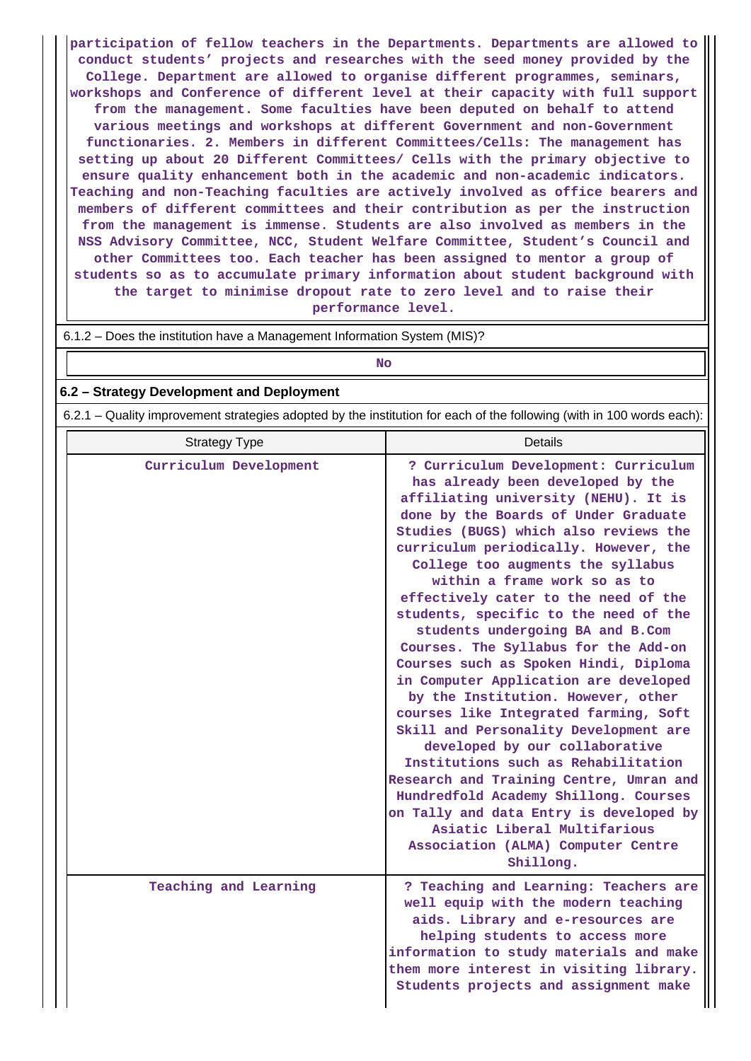participation of fellow teachers in the Departments. Departments are allowed to conduct students' projects and researches with the seed money provided by the College. Department are allowed to organise different programmes, seminars, workshops and Conference of different level at their capacity with full support from the management. Some faculties have been deputed on behalf to attend various meetings and workshops at different Government and non-Government functionaries. 2. Members in different Committees/Cells: The management has setting up about 20 Different Committees/ Cells with the primary objective to ensure quality enhancement both in the academic and non-academic indicators. Teaching and non-Teaching faculties are actively involved as office bearers and members of different committees and their contribution as per the instruction from the management is immense. Students are also involved as members in the NSS Advisory Committee, NCC, Student Welfare Committee, Student's Council and other Committees too. Each teacher has been assigned to mentor a group of students so as to accumulate primary information about student background with the target to minimise dropout rate to zero level and to raise their performance level.

6.1.2 – Does the institution have a Management Information System (MIS)?

No

## 6.2 – Strategy Development and Deployment

6.2.1 – Quality improvement strategies adopted by the institution for each of the following (with in 100 words each):

| Strategy Type | Details |
|---|---|
| Curriculum Development | ? Curriculum Development: Curriculum has already been developed by the affiliating university (NEHU). It is done by the Boards of Under Graduate Studies (BUGS) which also reviews the curriculum periodically. However, the College too augments the syllabus within a frame work so as to effectively cater to the need of the students, specific to the need of the students undergoing BA and B.Com Courses. The Syllabus for the Add-on Courses such as Spoken Hindi, Diploma in Computer Application are developed by the Institution. However, other courses like Integrated farming, Soft Skill and Personality Development are developed by our collaborative Institutions such as Rehabilitation Research and Training Centre, Umran and Hundredfold Academy Shillong. Courses on Tally and data Entry is developed by Asiatic Liberal Multifarious Association (ALMA) Computer Centre Shillong. |
| Teaching and Learning | ? Teaching and Learning: Teachers are well equip with the modern teaching aids. Library and e-resources are helping students to access more information to study materials and make them more interest in visiting library. Students projects and assignment make |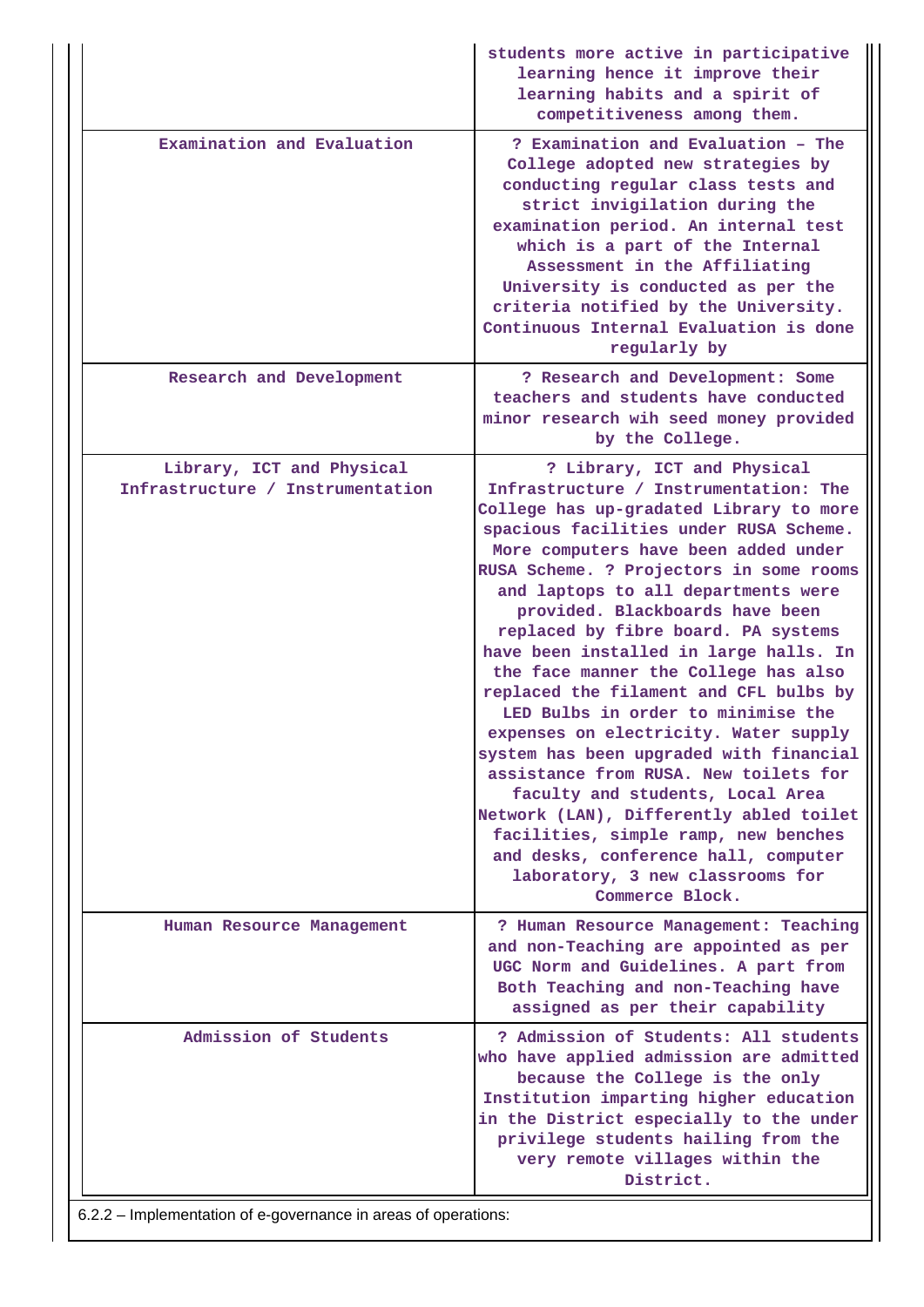|  |  |
|---|---|
|  | students more active in participative learning hence it improve their learning habits and a spirit of competitiveness among them. |
| Examination and Evaluation | ? Examination and Evaluation – The College adopted new strategies by conducting regular class tests and strict invigilation during the examination period. An internal test which is a part of the Internal Assessment in the Affiliating University is conducted as per the criteria notified by the University. Continuous Internal Evaluation is done regularly by |
| Research and Development | ? Research and Development: Some teachers and students have conducted minor research wih seed money provided by the College. |
| Library, ICT and Physical Infrastructure / Instrumentation | ? Library, ICT and Physical Infrastructure / Instrumentation: The College has up-gradated Library to more spacious facilities under RUSA Scheme. More computers have been added under RUSA Scheme. ? Projectors in some rooms and laptops to all departments were provided. Blackboards have been replaced by fibre board. PA systems have been installed in large halls. In the face manner the College has also replaced the filament and CFL bulbs by LED Bulbs in order to minimise the expenses on electricity. Water supply system has been upgraded with financial assistance from RUSA. New toilets for faculty and students, Local Area Network (LAN), Differently abled toilet facilities, simple ramp, new benches and desks, conference hall, computer laboratory, 3 new classrooms for Commerce Block. |
| Human Resource Management | ? Human Resource Management: Teaching and non-Teaching are appointed as per UGC Norm and Guidelines. A part from Both Teaching and non-Teaching have assigned as per their capability |
| Admission of Students | ? Admission of Students: All students who have applied admission are admitted because the College is the only Institution imparting higher education in the District especially to the under privilege students hailing from the very remote villages within the District. |

6.2.2 – Implementation of e-governance in areas of operations: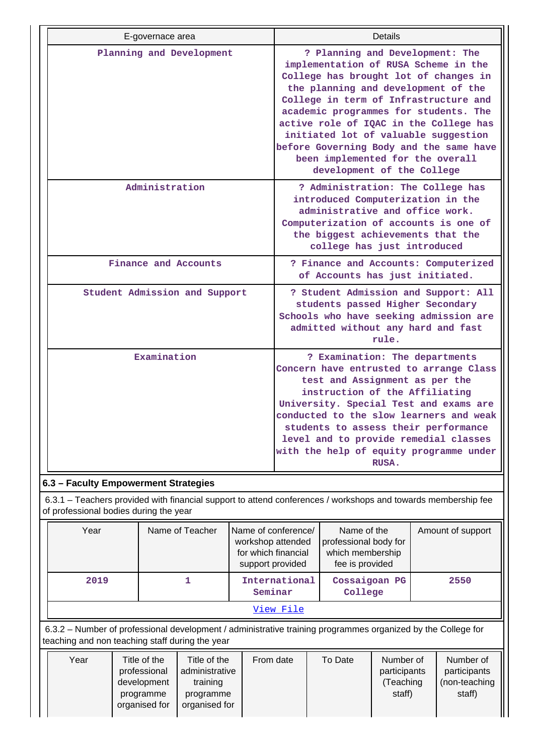| E-governace area | Details |
|---|---|
| Planning and Development | ? Planning and Development: The implementation of RUSA Scheme in the College has brought lot of changes in the planning and development of the College in term of Infrastructure and academic programmes for students. The active role of IQAC in the College has initiated lot of valuable suggestion before Governing Body and the same have been implemented for the overall development of the College |
| Administration | ? Administration: The College has introduced Computerization in the administrative and office work. Computerization of accounts is one of the biggest achievements that the college has just introduced |
| Finance and Accounts | ? Finance and Accounts: Computerized of Accounts has just initiated. |
| Student Admission and Support | ? Student Admission and Support: All students passed Higher Secondary Schools who have seeking admission are admitted without any hard and fast rule. |
| Examination | ? Examination: The departments Concern have entrusted to arrange Class test and Assignment as per the instruction of the Affiliating University. Special Test and exams are conducted to the slow learners and weak students to assess their performance level and to provide remedial classes with the help of equity programme under RUSA. |

### 6.3 – Faculty Empowerment Strategies

6.3.1 – Teachers provided with financial support to attend conferences / workshops and towards membership fee of professional bodies during the year

| Year | Name of Teacher | Name of conference/ workshop attended for which financial support provided | Name of the professional body for which membership fee is provided | Amount of support |
|---|---|---|---|---|
| 2019 | 1 | International Seminar | Cossaigoan PG College | 2550 |
| View File | | | | |

6.3.2 – Number of professional development / administrative training programmes organized by the College for teaching and non teaching staff during the year

| Year | Title of the professional development programme organised for | Title of the administrative training programme organised for | From date | To Date | Number of participants (Teaching staff) | Number of participants (non-teaching staff) |
|---|---|---|---|---|---|---|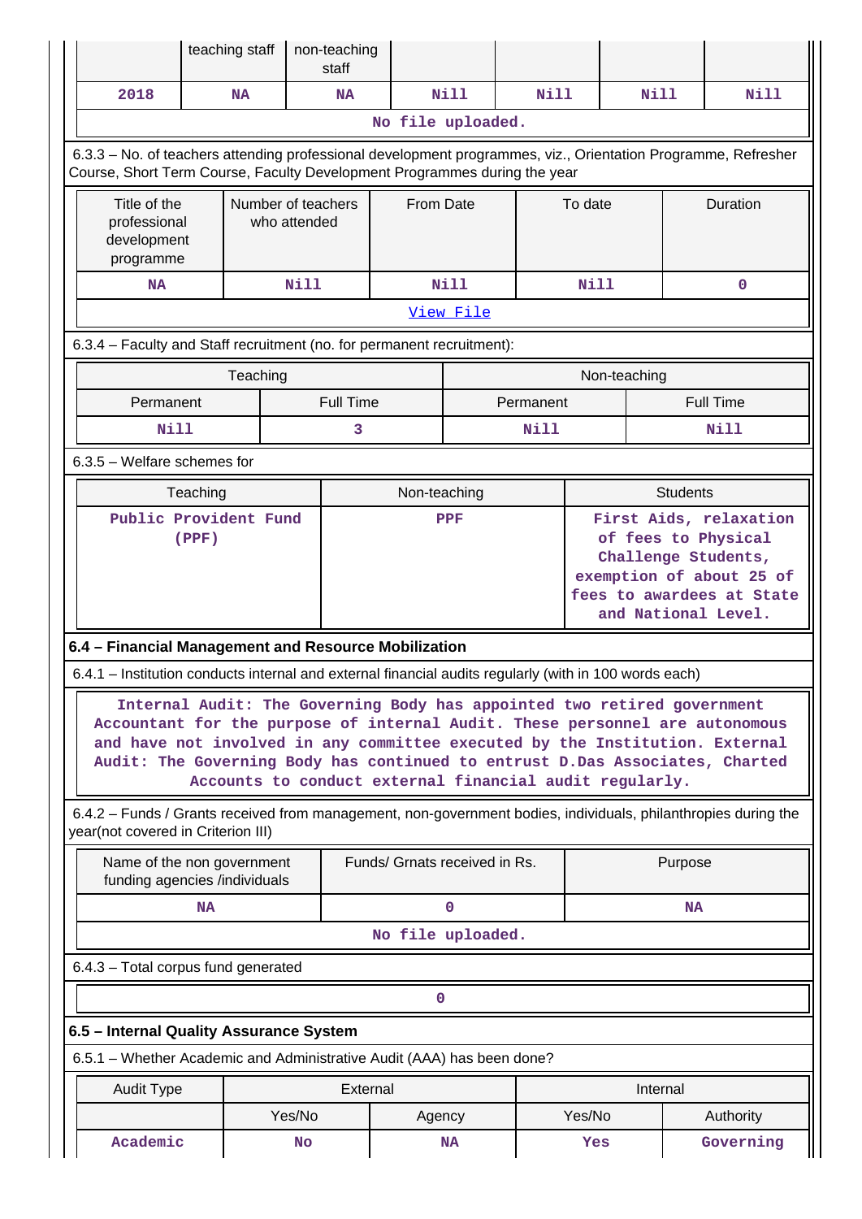| | teaching staff | non-teaching staff | | | | |
|---|---|---|---|---|---|---|
| 2018 | NA | NA | Nill | Nill | Nill | Nill |

No file uploaded.

6.3.3 – No. of teachers attending professional development programmes, viz., Orientation Programme, Refresher Course, Short Term Course, Faculty Development Programmes during the year

| Title of the professional development programme | Number of teachers who attended | From Date | To date | Duration |
|---|---|---|---|---|
| NA | Nill | Nill | Nill | 0 |

View File

6.3.4 – Faculty and Staff recruitment (no. for permanent recruitment):

| Teaching | | Non-teaching | |
|---|---|---|---|
| Permanent | Full Time | Permanent | Full Time |
| Nill | 3 | Nill | Nill |

6.3.5 – Welfare schemes for

| Teaching | Non-teaching | Students |
|---|---|---|
| Public Provident Fund (PPF) | PPF | First Aids, relaxation of fees to Physical Challenge Students, exemption of about 25 of fees to awardees at State and National Level. |

**6.4 – Financial Management and Resource Mobilization**

6.4.1 – Institution conducts internal and external financial audits regularly (with in 100 words each)

Internal Audit: The Governing Body has appointed two retired government Accountant for the purpose of internal Audit. These personnel are autonomous and have not involved in any committee executed by the Institution. External Audit: The Governing Body has continued to entrust D.Das Associates, Charted Accounts to conduct external financial audit regularly.

6.4.2 – Funds / Grants received from management, non-government bodies, individuals, philanthropies during the year(not covered in Criterion III)

| Name of the non government funding agencies /individuals | Funds/ Grnats received in Rs. | Purpose |
|---|---|---|
| NA | 0 | NA |

No file uploaded.

6.4.3 – Total corpus fund generated

0

**6.5 – Internal Quality Assurance System**

6.5.1 – Whether Academic and Administrative Audit (AAA) has been done?

| Audit Type | External | | Internal | |
|---|---|---|---|---|
| | Yes/No | Agency | Yes/No | Authority |
| Academic | No | NA | Yes | Governing |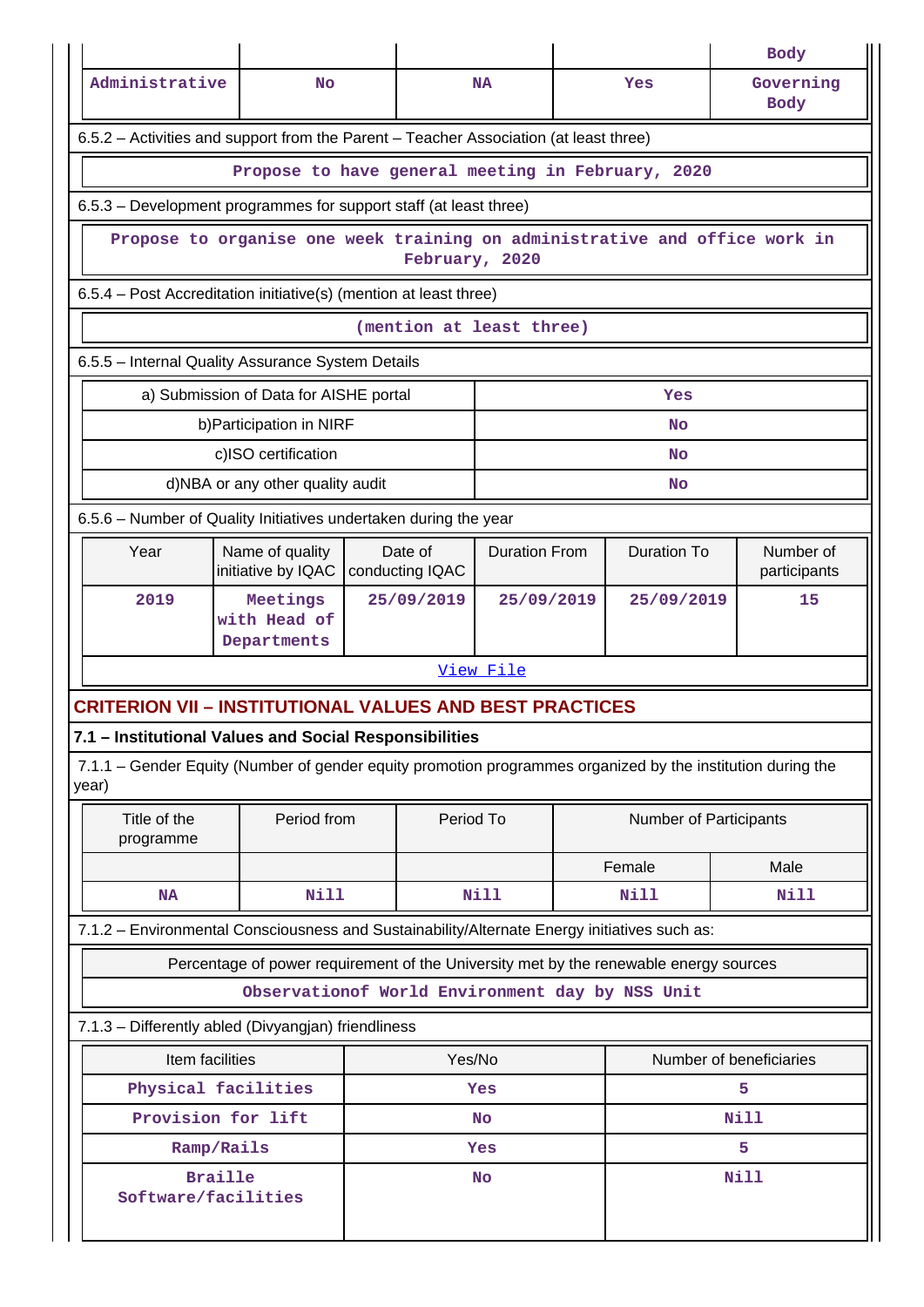| | | | | Body |
|---|---|---|---|---|
| Administrative | No | NA | Yes | Governing Body |

6.5.2 – Activities and support from the Parent – Teacher Association (at least three)

Propose to have general meeting in February, 2020

6.5.3 – Development programmes for support staff (at least three)

Propose to organise one week training on administrative and office work in February, 2020

6.5.4 – Post Accreditation initiative(s) (mention at least three)

(mention at least three)

6.5.5 – Internal Quality Assurance System Details

| | |
|---|---|
| a) Submission of Data for AISHE portal | Yes |
| b)Participation in NIRF | No |
| c)ISO certification | No |
| d)NBA or any other quality audit | No |

6.5.6 – Number of Quality Initiatives undertaken during the year

| Year | Name of quality initiative by IQAC | Date of conducting IQAC | Duration From | Duration To | Number of participants |
|---|---|---|---|---|---|
| 2019 | Meetings with Head of Departments | 25/09/2019 | 25/09/2019 | 25/09/2019 | 15 |

View File

## CRITERION VII – INSTITUTIONAL VALUES AND BEST PRACTICES

### 7.1 – Institutional Values and Social Responsibilities

7.1.1 – Gender Equity (Number of gender equity promotion programmes organized by the institution during the year)

| Title of the programme | Period from | Period To | Number of Participants | |
|---|---|---|---|---|
| | | | Female | Male |
| NA | Nill | Nill | Nill | Nill |

7.1.2 – Environmental Consciousness and Sustainability/Alternate Energy initiatives such as:

Percentage of power requirement of the University met by the renewable energy sources

Observationof World Environment day by NSS Unit

7.1.3 – Differently abled (Divyangjan) friendliness

| Item facilities | Yes/No | Number of beneficiaries |
|---|---|---|
| Physical facilities | Yes | 5 |
| Provision for lift | No | Nill |
| Ramp/Rails | Yes | 5 |
| Braille Software/facilities | No | Nill |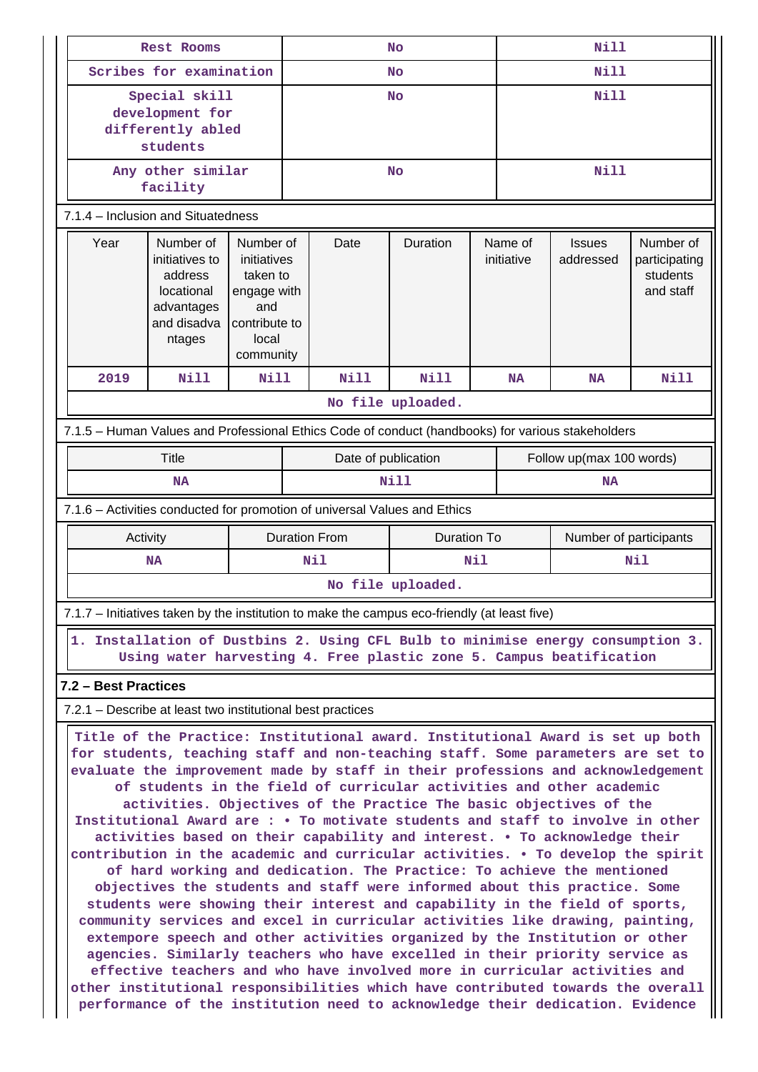| Rest Rooms | No | Nill |
|---|---|---|
| Scribes for examination | No | Nill |
| Special skill development for differently abled students | No | Nill |
| Any other similar facility | No | Nill |

7.1.4 – Inclusion and Situatedness

| Year | Number of initiatives to address locational advantages and disadvantages | Number of initiatives taken to engage with and contribute to local community | Date | Duration | Name of initiative | Issues addressed | Number of participating students and staff |
|---|---|---|---|---|---|---|---|
| 2019 | Nill | Nill | Nill | Nill | NA | NA | Nill |

No file uploaded.

7.1.5 – Human Values and Professional Ethics Code of conduct (handbooks) for various stakeholders

| Title | Date of publication | Follow up(max 100 words) |
|---|---|---|
| NA | Nill | NA |

7.1.6 – Activities conducted for promotion of universal Values and Ethics

| Activity | Duration From | Duration To | Number of participants |
|---|---|---|---|
| NA | Nil | Nil | Nil |

No file uploaded.

7.1.7 – Initiatives taken by the institution to make the campus eco-friendly (at least five)

1. Installation of Dustbins 2. Using CFL Bulb to minimise energy consumption 3. Using water harvesting 4. Free plastic zone 5. Campus beatification

**7.2 – Best Practices**

7.2.1 – Describe at least two institutional best practices

Title of the Practice: Institutional award. Institutional Award is set up both for students, teaching staff and non-teaching staff. Some parameters are set to evaluate the improvement made by staff in their professions and acknowledgement of students in the field of curricular activities and other academic activities. Objectives of the Practice The basic objectives of the Institutional Award are : • To motivate students and staff to involve in other activities based on their capability and interest. • To acknowledge their contribution in the academic and curricular activities. • To develop the spirit of hard working and dedication. The Practice: To achieve the mentioned objectives the students and staff were informed about this practice. Some students were showing their interest and capability in the field of sports, community services and excel in curricular activities like drawing, painting, extempore speech and other activities organized by the Institution or other agencies. Similarly teachers who have excelled in their priority service as effective teachers and who have involved more in curricular activities and other institutional responsibilities which have contributed towards the overall performance of the institution need to acknowledge their dedication. Evidence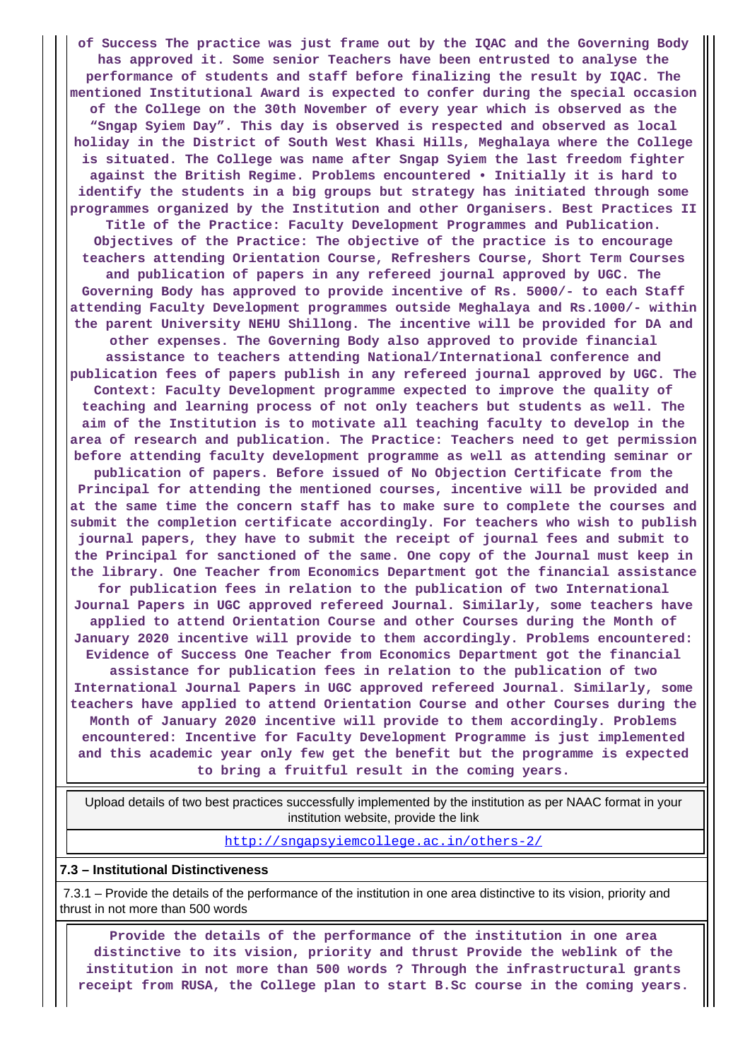**of Success The practice was just frame out by the IQAC and the Governing Body has approved it. Some senior Teachers have been entrusted to analyse the performance of students and staff before finalizing the result by IQAC. The mentioned Institutional Award is expected to confer during the special occasion of the College on the 30th November of every year which is observed as the "Sngap Syiem Day". This day is observed is respected and observed as local holiday in the District of South West Khasi Hills, Meghalaya where the College is situated. The College was name after Sngap Syiem the last freedom fighter against the British Regime. Problems encountered • Initially it is hard to identify the students in a big groups but strategy has initiated through some programmes organized by the Institution and other Organisers. Best Practices II Title of the Practice: Faculty Development Programmes and Publication. Objectives of the Practice: The objective of the practice is to encourage teachers attending Orientation Course, Refreshers Course, Short Term Courses and publication of papers in any refereed journal approved by UGC. The Governing Body has approved to provide incentive of Rs. 5000/- to each Staff attending Faculty Development programmes outside Meghalaya and Rs.1000/- within the parent University NEHU Shillong. The incentive will be provided for DA and other expenses. The Governing Body also approved to provide financial assistance to teachers attending National/International conference and publication fees of papers publish in any refereed journal approved by UGC. The Context: Faculty Development programme expected to improve the quality of teaching and learning process of not only teachers but students as well. The aim of the Institution is to motivate all teaching faculty to develop in the area of research and publication. The Practice: Teachers need to get permission before attending faculty development programme as well as attending seminar or publication of papers. Before issued of No Objection Certificate from the Principal for attending the mentioned courses, incentive will be provided and at the same time the concern staff has to make sure to complete the courses and submit the completion certificate accordingly. For teachers who wish to publish journal papers, they have to submit the receipt of journal fees and submit to the Principal for sanctioned of the same. One copy of the Journal must keep in the library. One Teacher from Economics Department got the financial assistance for publication fees in relation to the publication of two International Journal Papers in UGC approved refereed Journal. Similarly, some teachers have applied to attend Orientation Course and other Courses during the Month of January 2020 incentive will provide to them accordingly. Problems encountered: Evidence of Success One Teacher from Economics Department got the financial assistance for publication fees in relation to the publication of two International Journal Papers in UGC approved refereed Journal. Similarly, some teachers have applied to attend Orientation Course and other Courses during the Month of January 2020 incentive will provide to them accordingly. Problems encountered: Incentive for Faculty Development Programme is just implemented and this academic year only few get the benefit but the programme is expected to bring a fruitful result in the coming years.**

| Upload details of two best practices successfully implemented by the institution as per NAAC format in your institution website, provide the link |
|---|
| http://sngapsyiemcollege.ac.in/others-2/ |

**7.3 – Institutional Distinctiveness**

7.3.1 – Provide the details of the performance of the institution in one area distinctive to its vision, priority and thrust in not more than 500 words

**Provide the details of the performance of the institution in one area distinctive to its vision, priority and thrust Provide the weblink of the institution in not more than 500 words ? Through the infrastructural grants receipt from RUSA, the College plan to start B.Sc course in the coming years.**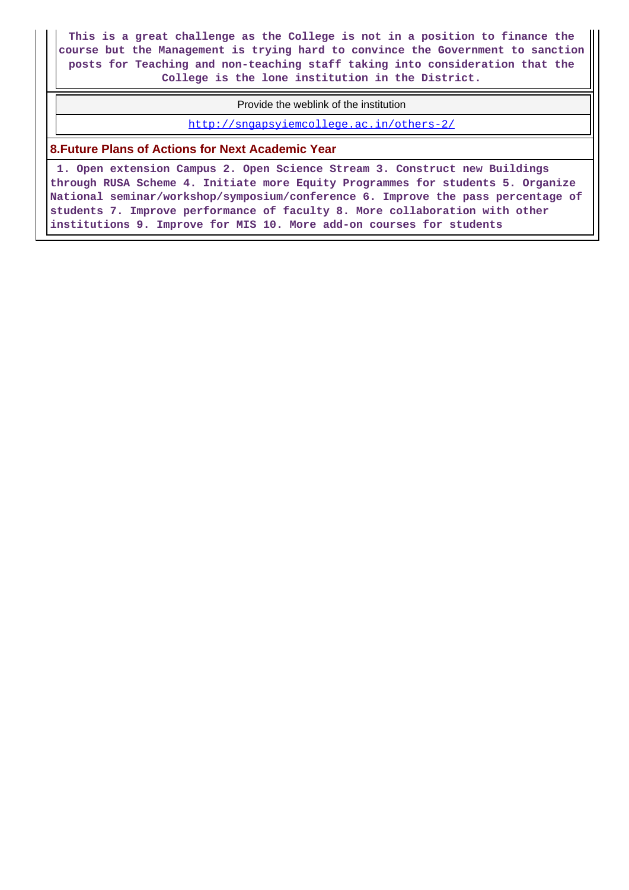This is a great challenge as the College is not in a position to finance the course but the Management is trying hard to convince the Government to sanction posts for Teaching and non-teaching staff taking into consideration that the College is the lone institution in the District.

| Provide the weblink of the institution |
|---|
| http://sngapsyiemcollege.ac.in/others-2/ |

## 8.Future Plans of Actions for Next Academic Year

1. Open extension Campus 2. Open Science Stream 3. Construct new Buildings through RUSA Scheme 4. Initiate more Equity Programmes for students 5. Organize National seminar/workshop/symposium/conference 6. Improve the pass percentage of students 7. Improve performance of faculty 8. More collaboration with other institutions 9. Improve for MIS 10. More add-on courses for students